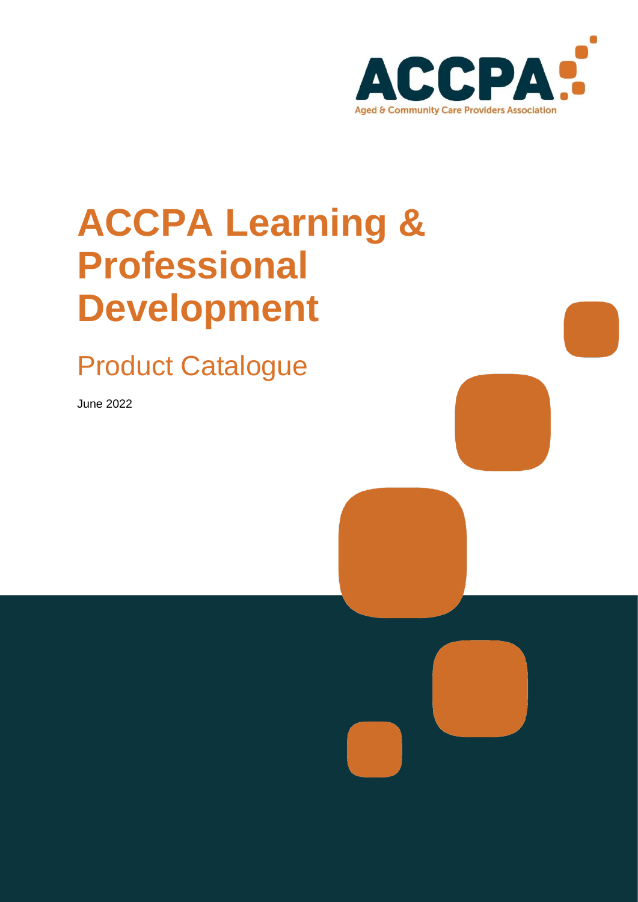ACCPA

Aged & Community Care Providers Association

# ACCPA Learning & Professional Development

## Product Catalogue

June 2022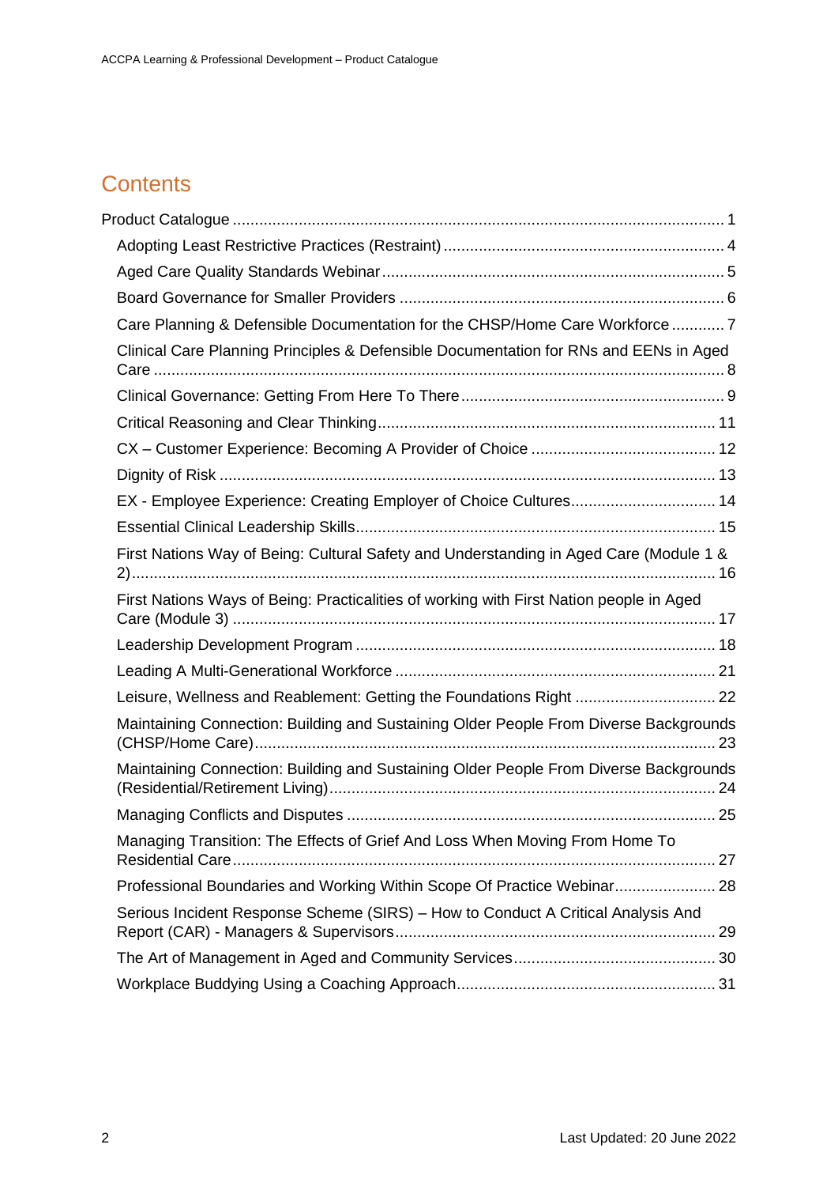# Contents

- Product Catalogue ... 1
  - Adopting Least Restrictive Practices (Restraint) ... 4
  - Aged Care Quality Standards Webinar ... 5
  - Board Governance for Smaller Providers ... 6
  - Care Planning & Defensible Documentation for the CHSP/Home Care Workforce ... 7
  - Clinical Care Planning Principles & Defensible Documentation for RNs and EENs in Aged Care ... 8
  - Clinical Governance: Getting From Here To There ... 9
  - Critical Reasoning and Clear Thinking ... 11
  - CX – Customer Experience: Becoming A Provider of Choice ... 12
  - Dignity of Risk ... 13
  - EX - Employee Experience: Creating Employer of Choice Cultures ... 14
  - Essential Clinical Leadership Skills ... 15
  - First Nations Way of Being: Cultural Safety and Understanding in Aged Care (Module 1 & 2) ... 16
  - First Nations Ways of Being: Practicalities of working with First Nation people in Aged Care (Module 3) ... 17
  - Leadership Development Program ... 18
  - Leading A Multi-Generational Workforce ... 21
  - Leisure, Wellness and Reablement: Getting the Foundations Right ... 22
  - Maintaining Connection: Building and Sustaining Older People From Diverse Backgrounds (CHSP/Home Care) ... 23
  - Maintaining Connection: Building and Sustaining Older People From Diverse Backgrounds (Residential/Retirement Living) ... 24
  - Managing Conflicts and Disputes ... 25
  - Managing Transition: The Effects of Grief And Loss When Moving From Home To Residential Care ... 27
  - Professional Boundaries and Working Within Scope Of Practice Webinar ... 28
  - Serious Incident Response Scheme (SIRS) – How to Conduct A Critical Analysis And Report (CAR) - Managers & Supervisors ... 29
  - The Art of Management in Aged and Community Services ... 30
  - Workplace Buddying Using a Coaching Approach ... 31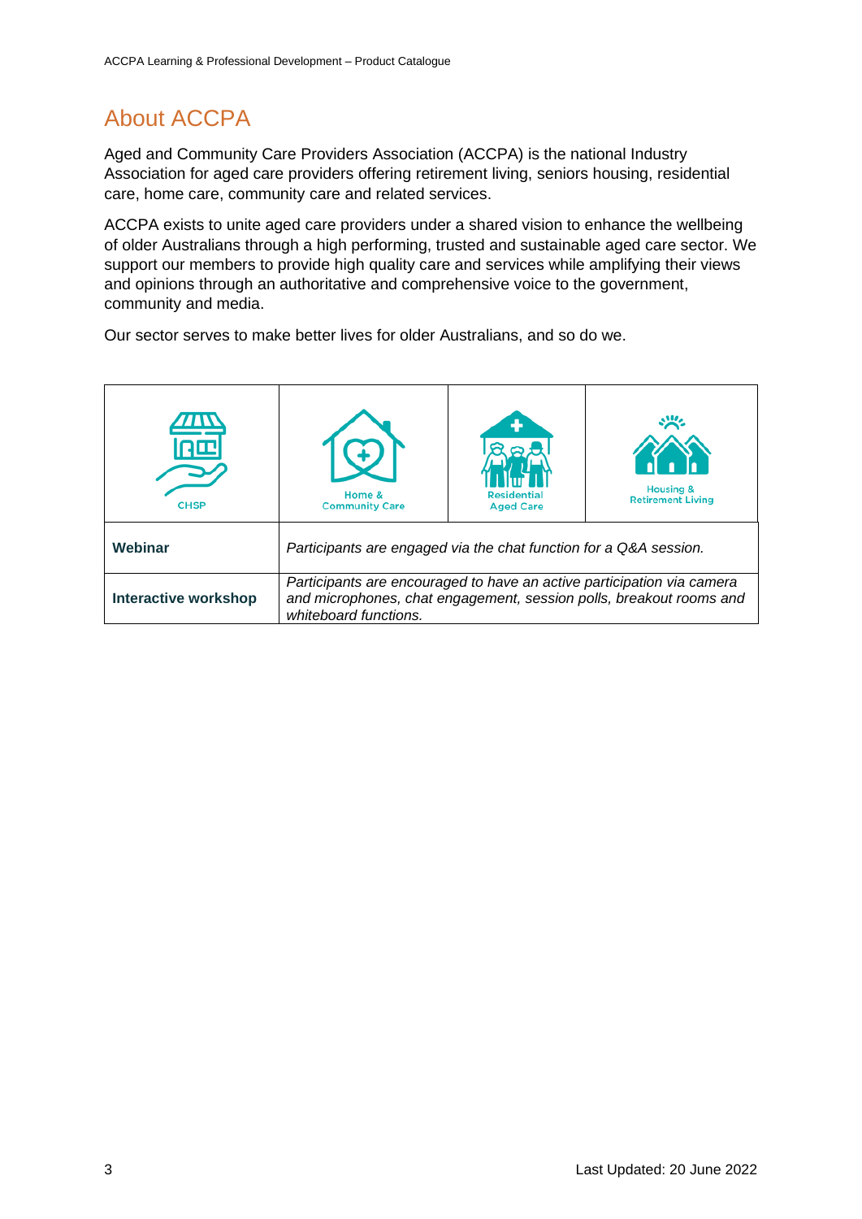## About ACCPA

Aged and Community Care Providers Association (ACCPA) is the national Industry Association for aged care providers offering retirement living, seniors housing, residential care, home care, community care and related services.

ACCPA exists to unite aged care providers under a shared vision to enhance the wellbeing of older Australians through a high performing, trusted and sustainable aged care sector. We support our members to provide high quality care and services while amplifying their views and opinions through an authoritative and comprehensive voice to the government, community and media.

Our sector serves to make better lives for older Australians, and so do we.

| CHSP | Home & Community Care | Residential Aged Care | Housing & Retirement Living |
|---|---|---|---|
| **Webinar** | *Participants are engaged via the chat function for a Q&A session.* | | |
| **Interactive workshop** | *Participants are encouraged to have an active participation via camera and microphones, chat engagement, session polls, breakout rooms and whiteboard functions.* | | |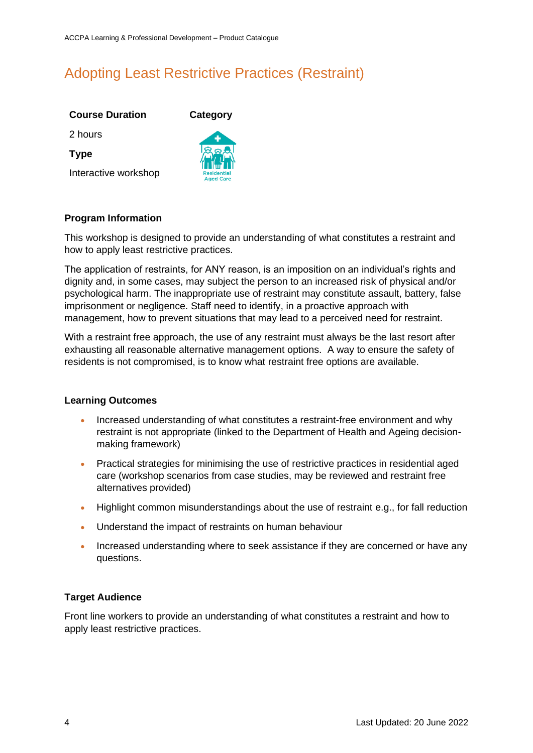# Adopting Least Restrictive Practices (Restraint)

**Course Duration**

2 hours

**Type**

Interactive workshop

**Category**

Residential Aged Care

### Program Information

This workshop is designed to provide an understanding of what constitutes a restraint and how to apply least restrictive practices.

The application of restraints, for ANY reason, is an imposition on an individual's rights and dignity and, in some cases, may subject the person to an increased risk of physical and/or psychological harm. The inappropriate use of restraint may constitute assault, battery, false imprisonment or negligence. Staff need to identify, in a proactive approach with management, how to prevent situations that may lead to a perceived need for restraint.

With a restraint free approach, the use of any restraint must always be the last resort after exhausting all reasonable alternative management options. A way to ensure the safety of residents is not compromised, is to know what restraint free options are available.

### Learning Outcomes

- Increased understanding of what constitutes a restraint-free environment and why restraint is not appropriate (linked to the Department of Health and Ageing decision-making framework)
- Practical strategies for minimising the use of restrictive practices in residential aged care (workshop scenarios from case studies, may be reviewed and restraint free alternatives provided)
- Highlight common misunderstandings about the use of restraint e.g., for fall reduction
- Understand the impact of restraints on human behaviour
- Increased understanding where to seek assistance if they are concerned or have any questions.

### Target Audience

Front line workers to provide an understanding of what constitutes a restraint and how to apply least restrictive practices.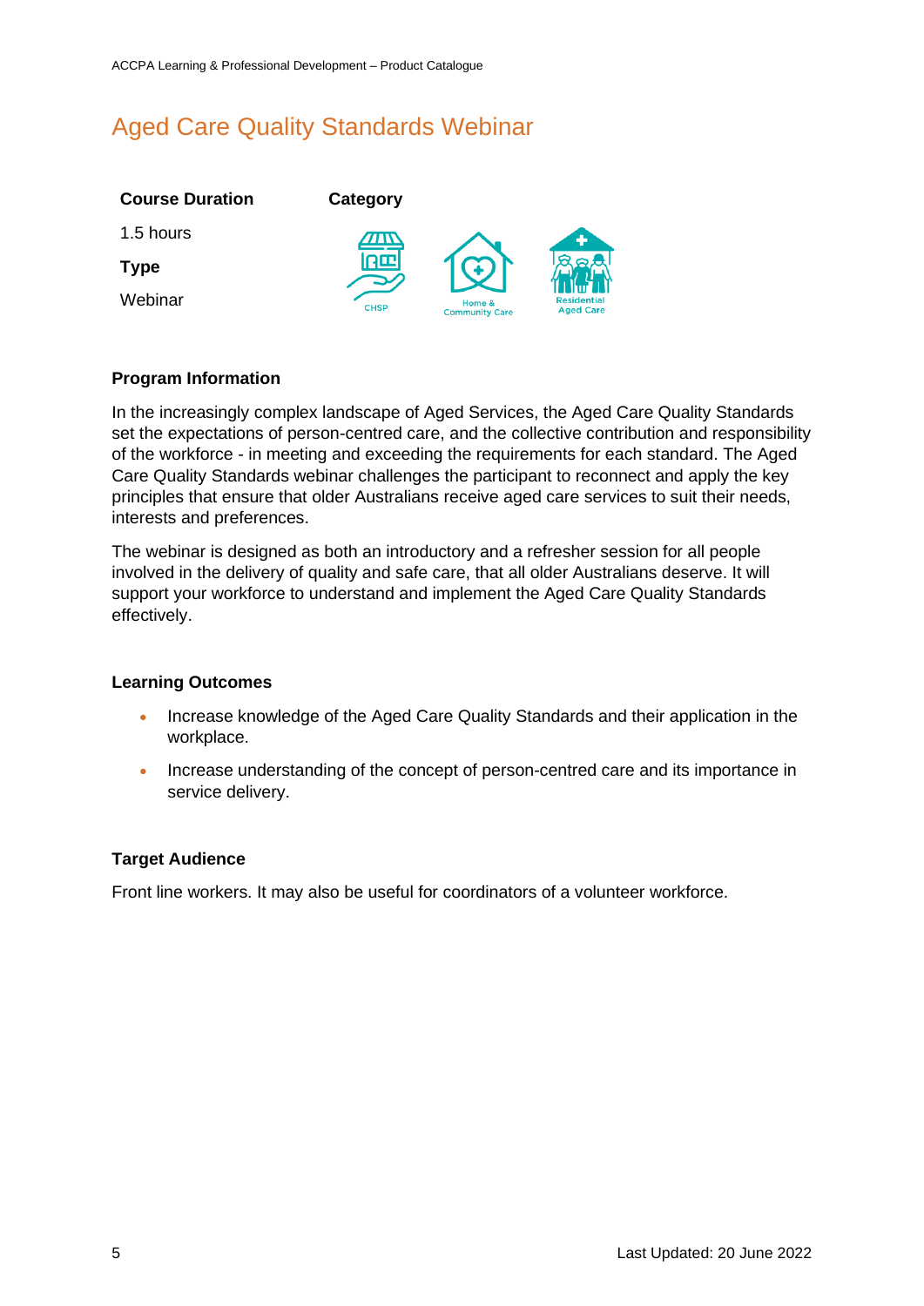# Aged Care Quality Standards Webinar

**Course Duration**

1.5 hours

**Type**

Webinar

**Category**

CHSP

Home & Community Care

Residential Aged Care

### Program Information

In the increasingly complex landscape of Aged Services, the Aged Care Quality Standards set the expectations of person-centred care, and the collective contribution and responsibility of the workforce - in meeting and exceeding the requirements for each standard. The Aged Care Quality Standards webinar challenges the participant to reconnect and apply the key principles that ensure that older Australians receive aged care services to suit their needs, interests and preferences.

The webinar is designed as both an introductory and a refresher session for all people involved in the delivery of quality and safe care, that all older Australians deserve. It will support your workforce to understand and implement the Aged Care Quality Standards effectively.

### Learning Outcomes

- Increase knowledge of the Aged Care Quality Standards and their application in the workplace.
- Increase understanding of the concept of person-centred care and its importance in service delivery.

### Target Audience

Front line workers. It may also be useful for coordinators of a volunteer workforce.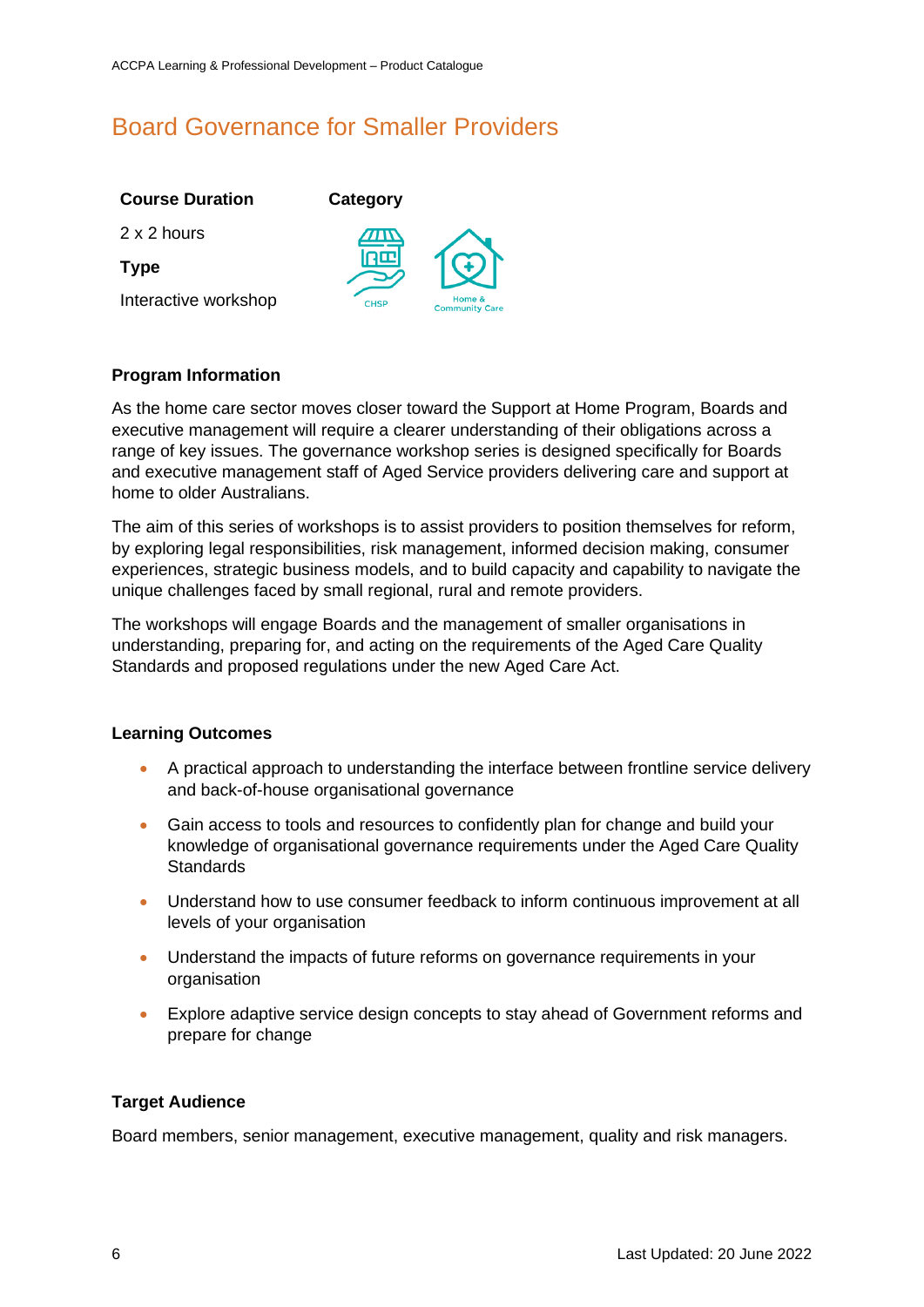# Board Governance for Smaller Providers

**Course Duration**

2 x 2 hours

**Type**

Interactive workshop

**Category**

CHSP

Home & Community Care

### Program Information

As the home care sector moves closer toward the Support at Home Program, Boards and executive management will require a clearer understanding of their obligations across a range of key issues. The governance workshop series is designed specifically for Boards and executive management staff of Aged Service providers delivering care and support at home to older Australians.

The aim of this series of workshops is to assist providers to position themselves for reform, by exploring legal responsibilities, risk management, informed decision making, consumer experiences, strategic business models, and to build capacity and capability to navigate the unique challenges faced by small regional, rural and remote providers.

The workshops will engage Boards and the management of smaller organisations in understanding, preparing for, and acting on the requirements of the Aged Care Quality Standards and proposed regulations under the new Aged Care Act.

### Learning Outcomes

- A practical approach to understanding the interface between frontline service delivery and back-of-house organisational governance
- Gain access to tools and resources to confidently plan for change and build your knowledge of organisational governance requirements under the Aged Care Quality Standards
- Understand how to use consumer feedback to inform continuous improvement at all levels of your organisation
- Understand the impacts of future reforms on governance requirements in your organisation
- Explore adaptive service design concepts to stay ahead of Government reforms and prepare for change

### Target Audience

Board members, senior management, executive management, quality and risk managers.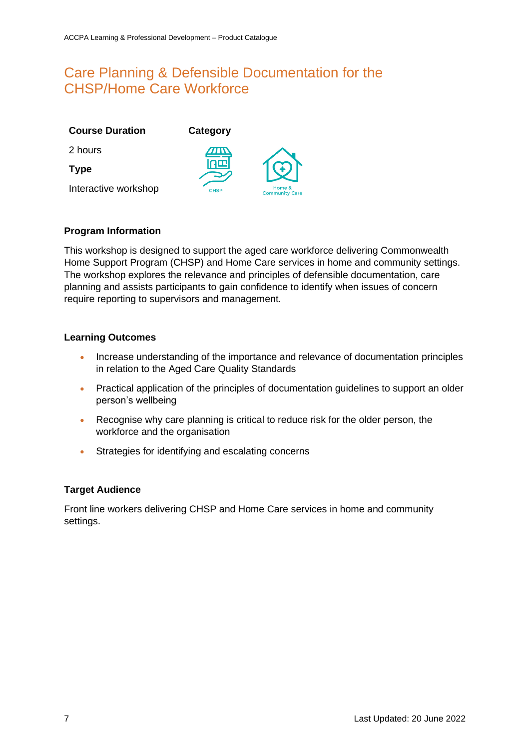# Care Planning & Defensible Documentation for the CHSP/Home Care Workforce

**Course Duration**

2 hours

**Type**

Interactive workshop

**Category**

CHSP

Home & Community Care

**Program Information**

This workshop is designed to support the aged care workforce delivering Commonwealth Home Support Program (CHSP) and Home Care services in home and community settings. The workshop explores the relevance and principles of defensible documentation, care planning and assists participants to gain confidence to identify when issues of concern require reporting to supervisors and management.

**Learning Outcomes**

- Increase understanding of the importance and relevance of documentation principles in relation to the Aged Care Quality Standards
- Practical application of the principles of documentation guidelines to support an older person's wellbeing
- Recognise why care planning is critical to reduce risk for the older person, the workforce and the organisation
- Strategies for identifying and escalating concerns

**Target Audience**

Front line workers delivering CHSP and Home Care services in home and community settings.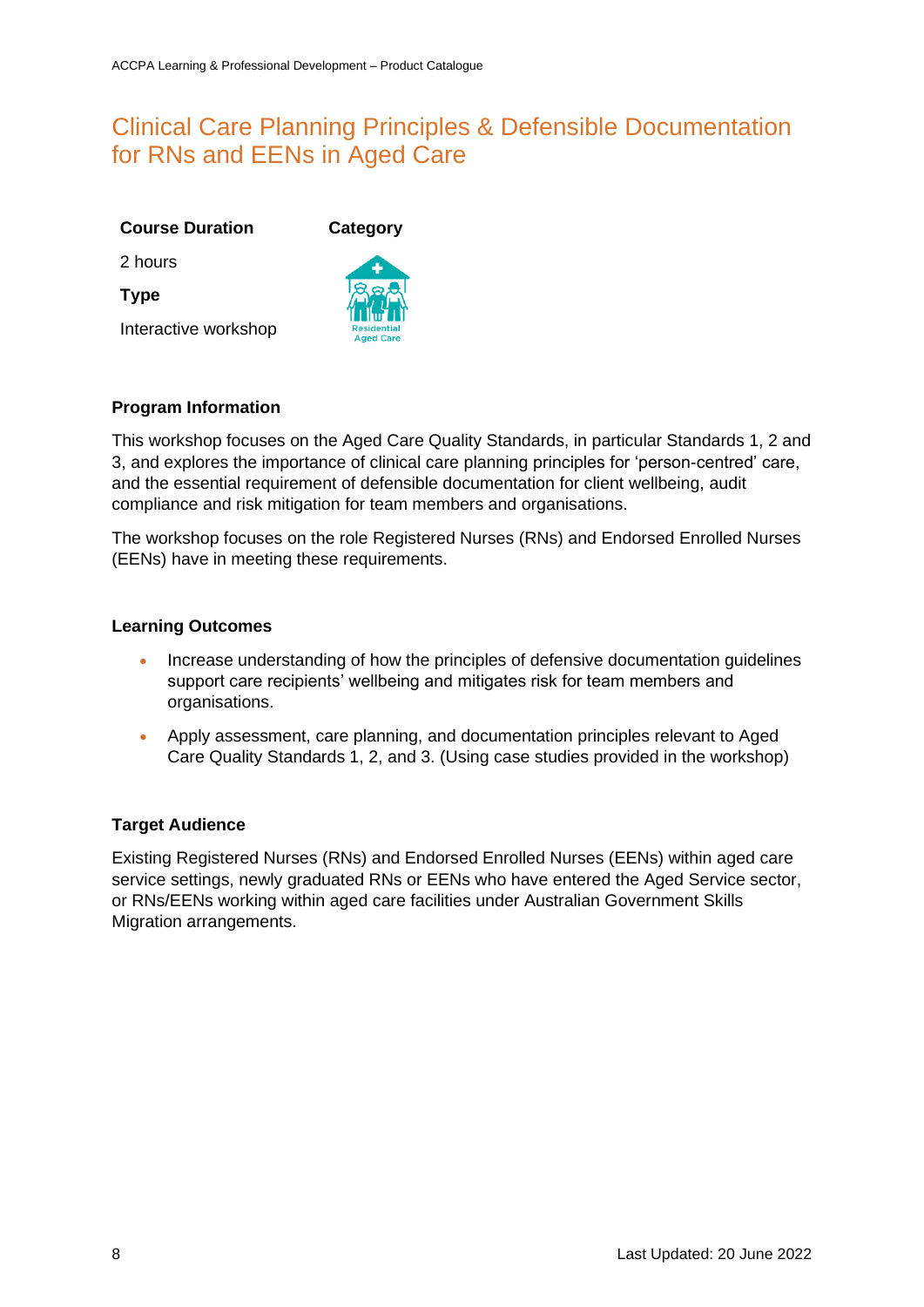# Clinical Care Planning Principles & Defensible Documentation for RNs and EENs in Aged Care

**Course Duration**

2 hours

**Type**

Interactive workshop

**Category**

Residential Aged Care

**Program Information**

This workshop focuses on the Aged Care Quality Standards, in particular Standards 1, 2 and 3, and explores the importance of clinical care planning principles for 'person-centred' care, and the essential requirement of defensible documentation for client wellbeing, audit compliance and risk mitigation for team members and organisations.

The workshop focuses on the role Registered Nurses (RNs) and Endorsed Enrolled Nurses (EENs) have in meeting these requirements.

**Learning Outcomes**

- Increase understanding of how the principles of defensive documentation guidelines support care recipients' wellbeing and mitigates risk for team members and organisations.
- Apply assessment, care planning, and documentation principles relevant to Aged Care Quality Standards 1, 2, and 3. (Using case studies provided in the workshop)

**Target Audience**

Existing Registered Nurses (RNs) and Endorsed Enrolled Nurses (EENs) within aged care service settings, newly graduated RNs or EENs who have entered the Aged Service sector, or RNs/EENs working within aged care facilities under Australian Government Skills Migration arrangements.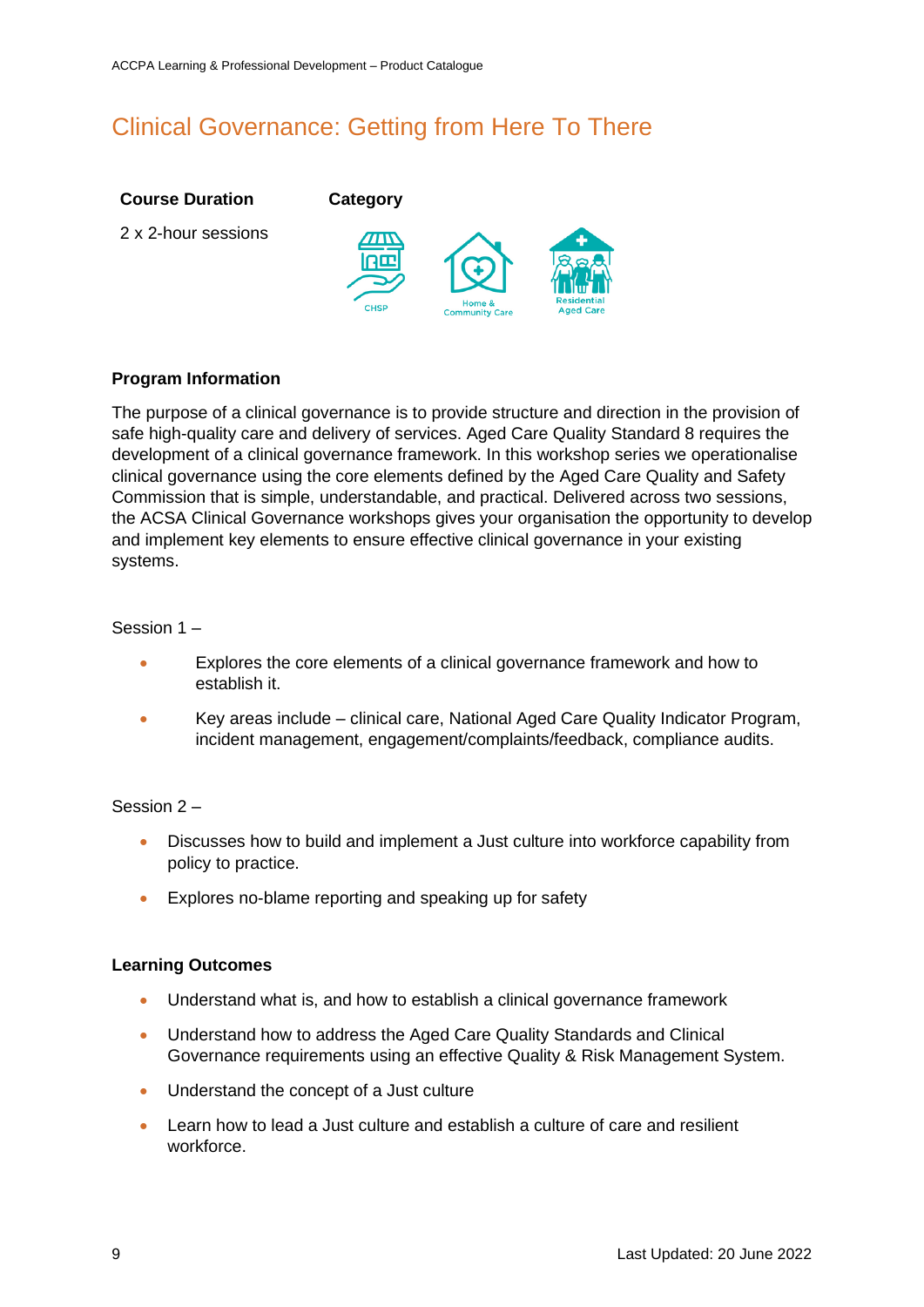# Clinical Governance: Getting from Here To There

**Course Duration**

2 x 2-hour sessions

**Category**

CHSP

Home & Community Care

Residential Aged Care

**Program Information**

The purpose of a clinical governance is to provide structure and direction in the provision of safe high-quality care and delivery of services. Aged Care Quality Standard 8 requires the development of a clinical governance framework. In this workshop series we operationalise clinical governance using the core elements defined by the Aged Care Quality and Safety Commission that is simple, understandable, and practical. Delivered across two sessions, the ACSA Clinical Governance workshops gives your organisation the opportunity to develop and implement key elements to ensure effective clinical governance in your existing systems.

Session 1 –

- Explores the core elements of a clinical governance framework and how to establish it.
- Key areas include – clinical care, National Aged Care Quality Indicator Program, incident management, engagement/complaints/feedback, compliance audits.

Session 2 –

- Discusses how to build and implement a Just culture into workforce capability from policy to practice.
- Explores no-blame reporting and speaking up for safety

**Learning Outcomes**

- Understand what is, and how to establish a clinical governance framework
- Understand how to address the Aged Care Quality Standards and Clinical Governance requirements using an effective Quality & Risk Management System.
- Understand the concept of a Just culture
- Learn how to lead a Just culture and establish a culture of care and resilient workforce.

Last Updated: 20 June 2022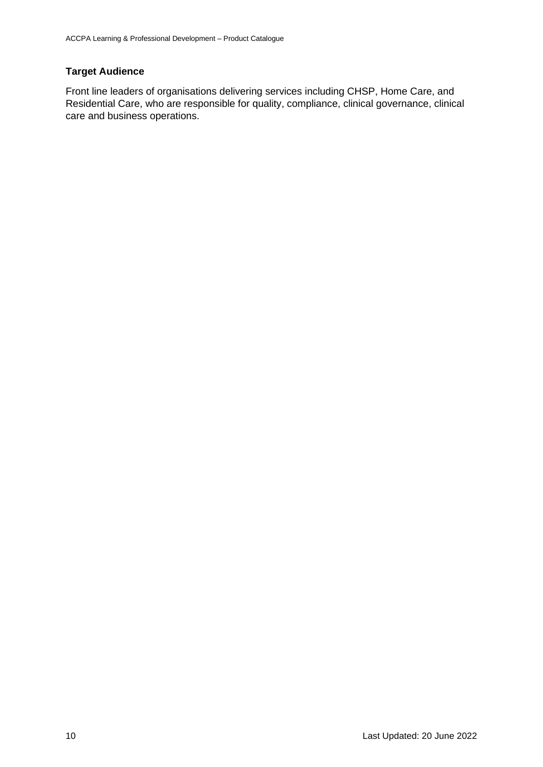**Target Audience**

Front line leaders of organisations delivering services including CHSP, Home Care, and Residential Care, who are responsible for quality, compliance, clinical governance, clinical care and business operations.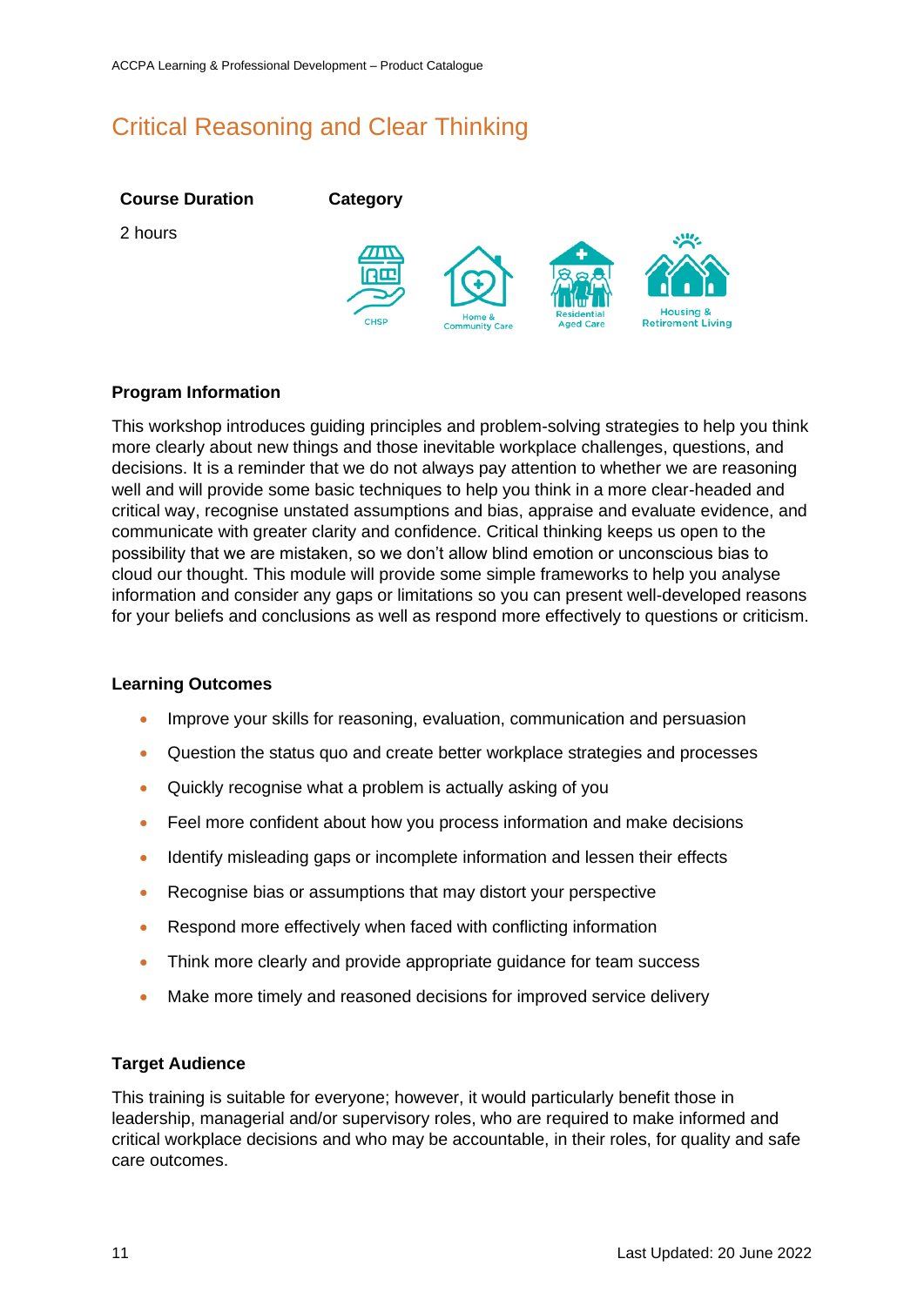# Critical Reasoning and Clear Thinking

| **Course Duration** | **Category** |
| --- | --- |
| 2 hours | CHSP, Home & Community Care, Residential Aged Care, Housing & Retirement Living |

### Program Information

This workshop introduces guiding principles and problem-solving strategies to help you think more clearly about new things and those inevitable workplace challenges, questions, and decisions. It is a reminder that we do not always pay attention to whether we are reasoning well and will provide some basic techniques to help you think in a more clear-headed and critical way, recognise unstated assumptions and bias, appraise and evaluate evidence, and communicate with greater clarity and confidence. Critical thinking keeps us open to the possibility that we are mistaken, so we don't allow blind emotion or unconscious bias to cloud our thought. This module will provide some simple frameworks to help you analyse information and consider any gaps or limitations so you can present well-developed reasons for your beliefs and conclusions as well as respond more effectively to questions or criticism.

### Learning Outcomes

- Improve your skills for reasoning, evaluation, communication and persuasion
- Question the status quo and create better workplace strategies and processes
- Quickly recognise what a problem is actually asking of you
- Feel more confident about how you process information and make decisions
- Identify misleading gaps or incomplete information and lessen their effects
- Recognise bias or assumptions that may distort your perspective
- Respond more effectively when faced with conflicting information
- Think more clearly and provide appropriate guidance for team success
- Make more timely and reasoned decisions for improved service delivery

### Target Audience

This training is suitable for everyone; however, it would particularly benefit those in leadership, managerial and/or supervisory roles, who are required to make informed and critical workplace decisions and who may be accountable, in their roles, for quality and safe care outcomes.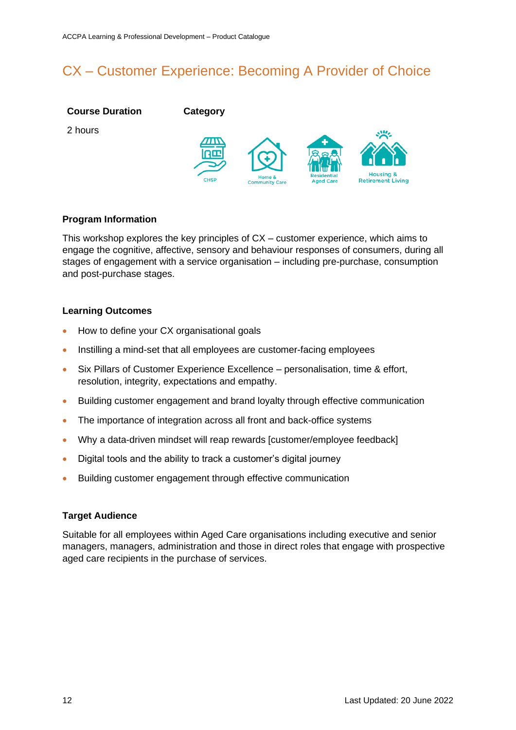# CX – Customer Experience: Becoming A Provider of Choice

| Course Duration | Category |
| --- | --- |
| 2 hours | CHSP, Home & Community Care, Residential Aged Care, Housing & Retirement Living |

**Program Information**

This workshop explores the key principles of CX – customer experience, which aims to engage the cognitive, affective, sensory and behaviour responses of consumers, during all stages of engagement with a service organisation – including pre-purchase, consumption and post-purchase stages.

**Learning Outcomes**

- How to define your CX organisational goals
- Instilling a mind-set that all employees are customer-facing employees
- Six Pillars of Customer Experience Excellence – personalisation, time & effort, resolution, integrity, expectations and empathy.
- Building customer engagement and brand loyalty through effective communication
- The importance of integration across all front and back-office systems
- Why a data-driven mindset will reap rewards [customer/employee feedback]
- Digital tools and the ability to track a customer's digital journey
- Building customer engagement through effective communication

**Target Audience**

Suitable for all employees within Aged Care organisations including executive and senior managers, managers, administration and those in direct roles that engage with prospective aged care recipients in the purchase of services.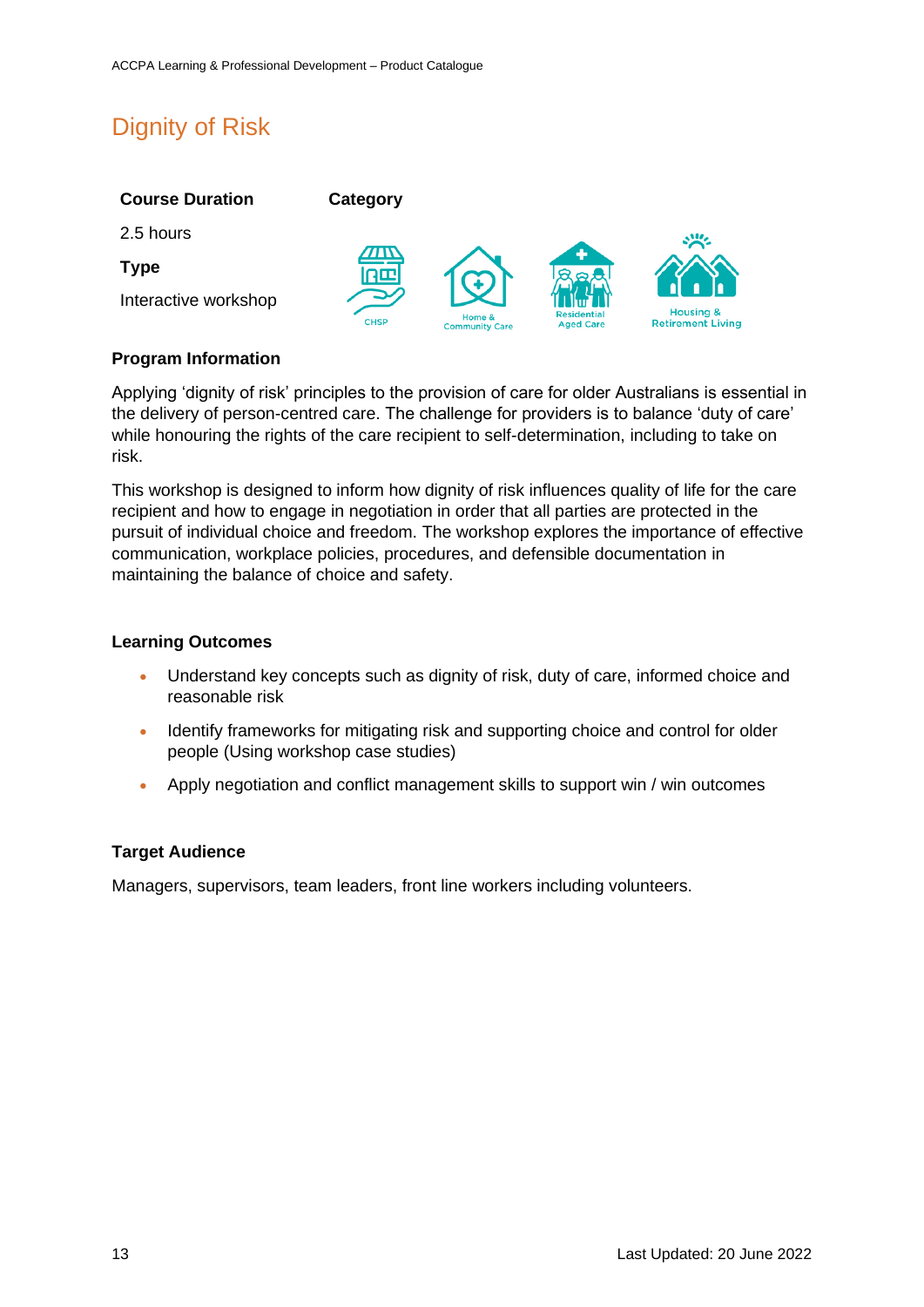# Dignity of Risk

**Course Duration**

2.5 hours

**Type**

Interactive workshop

**Category**

CHSP, Home & Community Care, Residential Aged Care, Housing & Retirement Living

**Program Information**

Applying 'dignity of risk' principles to the provision of care for older Australians is essential in the delivery of person-centred care. The challenge for providers is to balance 'duty of care' while honouring the rights of the care recipient to self-determination, including to take on risk.

This workshop is designed to inform how dignity of risk influences quality of life for the care recipient and how to engage in negotiation in order that all parties are protected in the pursuit of individual choice and freedom. The workshop explores the importance of effective communication, workplace policies, procedures, and defensible documentation in maintaining the balance of choice and safety.

**Learning Outcomes**

- Understand key concepts such as dignity of risk, duty of care, informed choice and reasonable risk
- Identify frameworks for mitigating risk and supporting choice and control for older people (Using workshop case studies)
- Apply negotiation and conflict management skills to support win / win outcomes

**Target Audience**

Managers, supervisors, team leaders, front line workers including volunteers.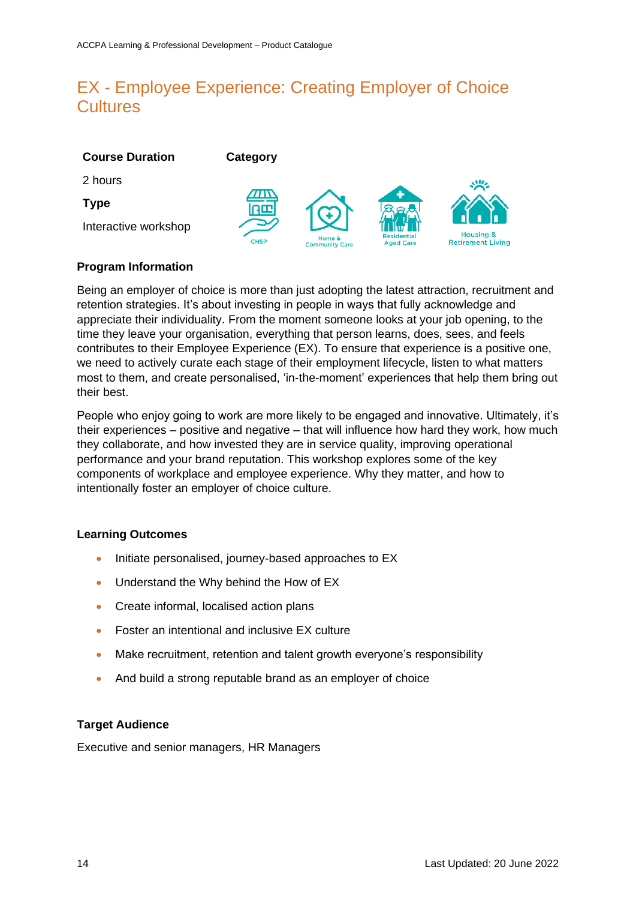# EX - Employee Experience: Creating Employer of Choice Cultures

**Course Duration**

2 hours

**Type**

Interactive workshop

**Category**

CHSP

Home & Community Care

Residential Aged Care

Housing & Retirement Living

**Program Information**

Being an employer of choice is more than just adopting the latest attraction, recruitment and retention strategies. It's about investing in people in ways that fully acknowledge and appreciate their individuality. From the moment someone looks at your job opening, to the time they leave your organisation, everything that person learns, does, sees, and feels contributes to their Employee Experience (EX). To ensure that experience is a positive one, we need to actively curate each stage of their employment lifecycle, listen to what matters most to them, and create personalised, 'in-the-moment' experiences that help them bring out their best.

People who enjoy going to work are more likely to be engaged and innovative. Ultimately, it's their experiences – positive and negative – that will influence how hard they work, how much they collaborate, and how invested they are in service quality, improving operational performance and your brand reputation. This workshop explores some of the key components of workplace and employee experience. Why they matter, and how to intentionally foster an employer of choice culture.

**Learning Outcomes**

- Initiate personalised, journey-based approaches to EX
- Understand the Why behind the How of EX
- Create informal, localised action plans
- Foster an intentional and inclusive EX culture
- Make recruitment, retention and talent growth everyone's responsibility
- And build a strong reputable brand as an employer of choice

**Target Audience**

Executive and senior managers, HR Managers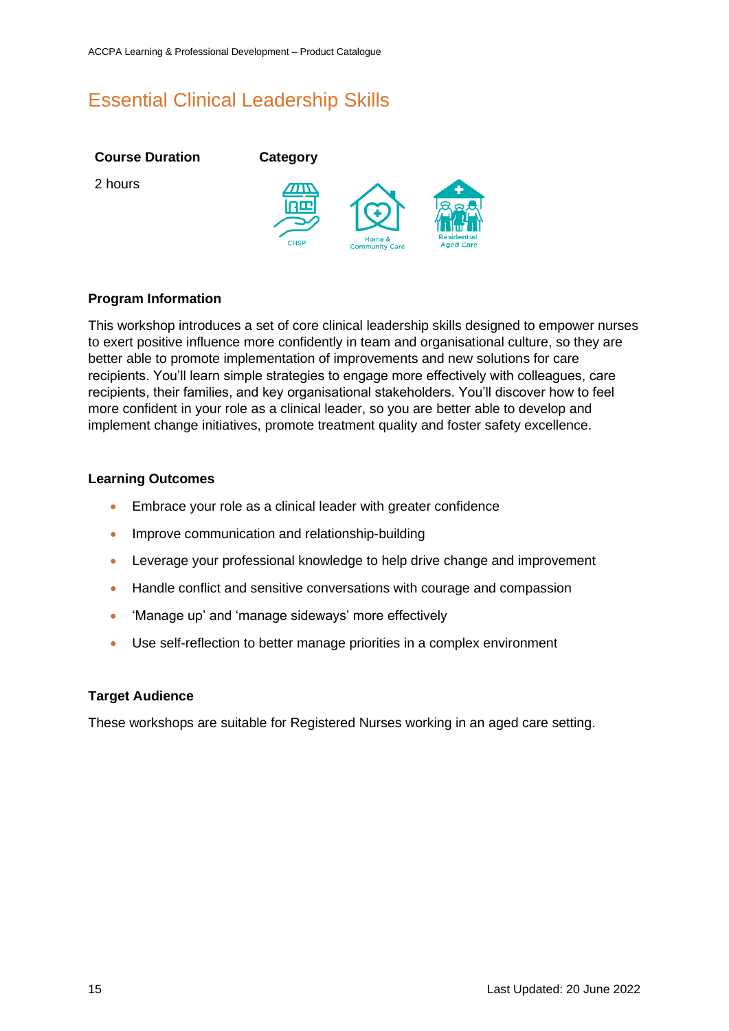# Essential Clinical Leadership Skills

| **Course Duration** | **Category** |
| --- | --- |
| 2 hours | CHSP, Home & Community Care, Residential Aged Care |

### Program Information

This workshop introduces a set of core clinical leadership skills designed to empower nurses to exert positive influence more confidently in team and organisational culture, so they are better able to promote implementation of improvements and new solutions for care recipients. You'll learn simple strategies to engage more effectively with colleagues, care recipients, their families, and key organisational stakeholders. You'll discover how to feel more confident in your role as a clinical leader, so you are better able to develop and implement change initiatives, promote treatment quality and foster safety excellence.

### Learning Outcomes

- Embrace your role as a clinical leader with greater confidence
- Improve communication and relationship-building
- Leverage your professional knowledge to help drive change and improvement
- Handle conflict and sensitive conversations with courage and compassion
- 'Manage up' and 'manage sideways' more effectively
- Use self-reflection to better manage priorities in a complex environment

### Target Audience

These workshops are suitable for Registered Nurses working in an aged care setting.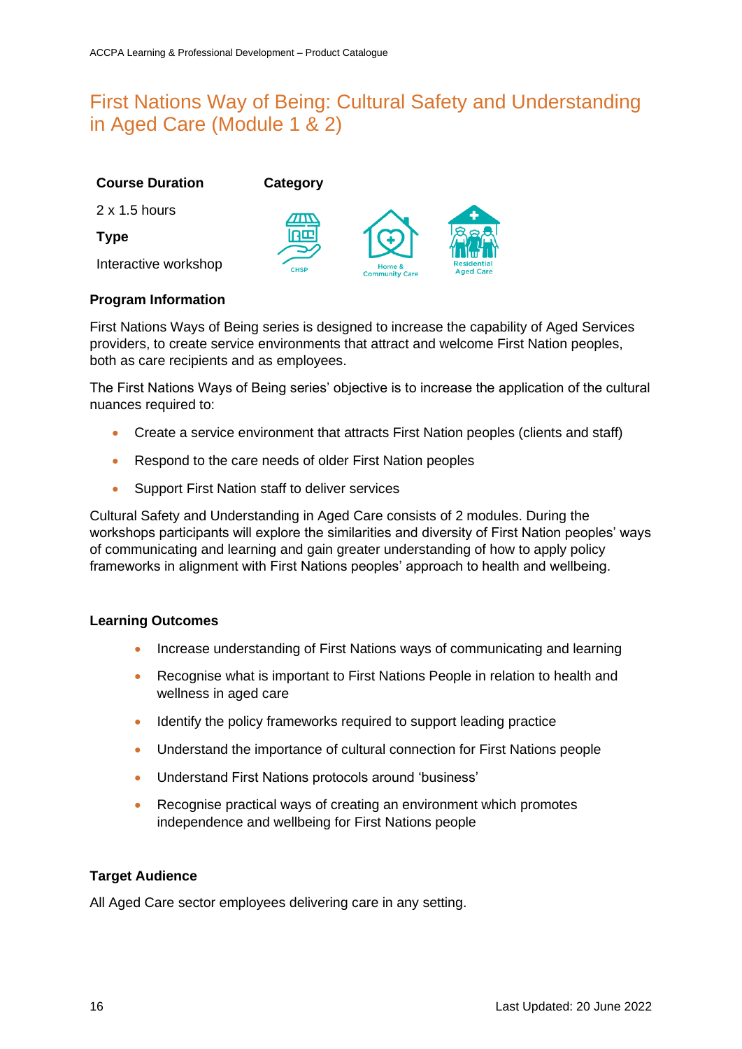# First Nations Way of Being: Cultural Safety and Understanding in Aged Care (Module 1 & 2)

| Course Duration | Category |
| --- | --- |
| 2 x 1.5 hours | CHSP, Home & Community Care, Residential Aged Care |
| **Type** | |
| Interactive workshop | |

**Program Information**

First Nations Ways of Being series is designed to increase the capability of Aged Services providers, to create service environments that attract and welcome First Nation peoples, both as care recipients and as employees.

The First Nations Ways of Being series' objective is to increase the application of the cultural nuances required to:

- Create a service environment that attracts First Nation peoples (clients and staff)
- Respond to the care needs of older First Nation peoples
- Support First Nation staff to deliver services

Cultural Safety and Understanding in Aged Care consists of 2 modules. During the workshops participants will explore the similarities and diversity of First Nation peoples' ways of communicating and learning and gain greater understanding of how to apply policy frameworks in alignment with First Nations peoples' approach to health and wellbeing.

**Learning Outcomes**

- Increase understanding of First Nations ways of communicating and learning
- Recognise what is important to First Nations People in relation to health and wellness in aged care
- Identify the policy frameworks required to support leading practice
- Understand the importance of cultural connection for First Nations people
- Understand First Nations protocols around 'business'
- Recognise practical ways of creating an environment which promotes independence and wellbeing for First Nations people

**Target Audience**

All Aged Care sector employees delivering care in any setting.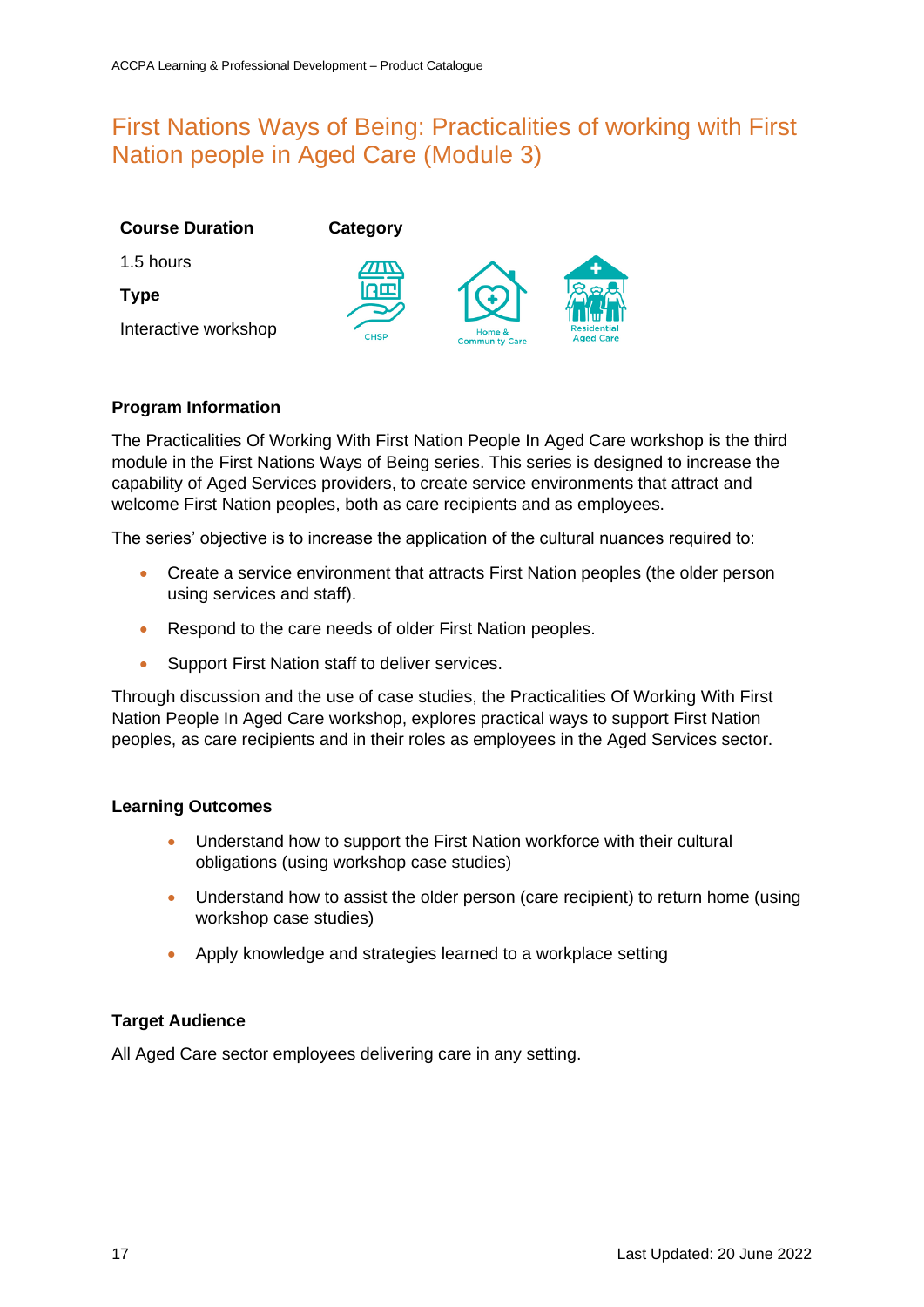# First Nations Ways of Being: Practicalities of working with First Nation people in Aged Care (Module 3)

**Course Duration**

1.5 hours

**Type**

Interactive workshop

**Category**

CHSP

Home & Community Care

Residential Aged Care

### Program Information

The Practicalities Of Working With First Nation People In Aged Care workshop is the third module in the First Nations Ways of Being series. This series is designed to increase the capability of Aged Services providers, to create service environments that attract and welcome First Nation peoples, both as care recipients and as employees.

The series' objective is to increase the application of the cultural nuances required to:

- Create a service environment that attracts First Nation peoples (the older person using services and staff).
- Respond to the care needs of older First Nation peoples.
- Support First Nation staff to deliver services.

Through discussion and the use of case studies, the Practicalities Of Working With First Nation People In Aged Care workshop, explores practical ways to support First Nation peoples, as care recipients and in their roles as employees in the Aged Services sector.

### Learning Outcomes

- Understand how to support the First Nation workforce with their cultural obligations (using workshop case studies)
- Understand how to assist the older person (care recipient) to return home (using workshop case studies)
- Apply knowledge and strategies learned to a workplace setting

### Target Audience

All Aged Care sector employees delivering care in any setting.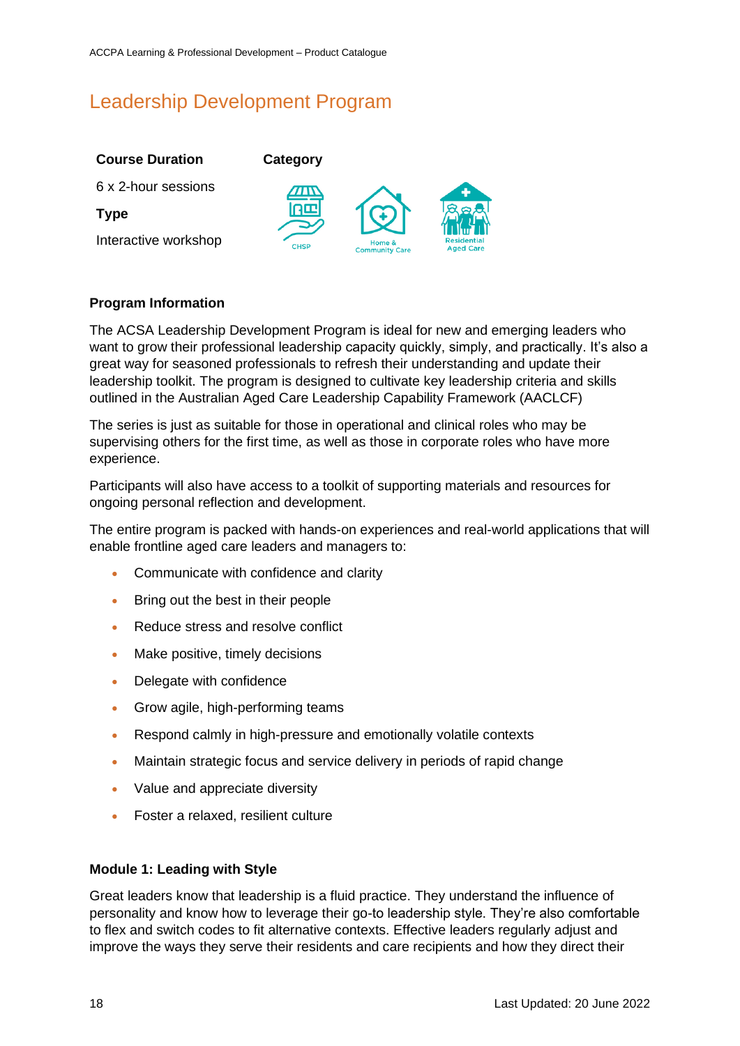# Leadership Development Program

**Course Duration**

6 x 2-hour sessions

**Type**

Interactive workshop

**Category**

CHSP

Home & Community Care

Residential Aged Care

**Program Information**

The ACSA Leadership Development Program is ideal for new and emerging leaders who want to grow their professional leadership capacity quickly, simply, and practically. It's also a great way for seasoned professionals to refresh their understanding and update their leadership toolkit. The program is designed to cultivate key leadership criteria and skills outlined in the Australian Aged Care Leadership Capability Framework (AACLCF)

The series is just as suitable for those in operational and clinical roles who may be supervising others for the first time, as well as those in corporate roles who have more experience.

Participants will also have access to a toolkit of supporting materials and resources for ongoing personal reflection and development.

The entire program is packed with hands-on experiences and real-world applications that will enable frontline aged care leaders and managers to:

- Communicate with confidence and clarity
- Bring out the best in their people
- Reduce stress and resolve conflict
- Make positive, timely decisions
- Delegate with confidence
- Grow agile, high-performing teams
- Respond calmly in high-pressure and emotionally volatile contexts
- Maintain strategic focus and service delivery in periods of rapid change
- Value and appreciate diversity
- Foster a relaxed, resilient culture

**Module 1: Leading with Style**

Great leaders know that leadership is a fluid practice. They understand the influence of personality and know how to leverage their go-to leadership style. They're also comfortable to flex and switch codes to fit alternative contexts. Effective leaders regularly adjust and improve the ways they serve their residents and care recipients and how they direct their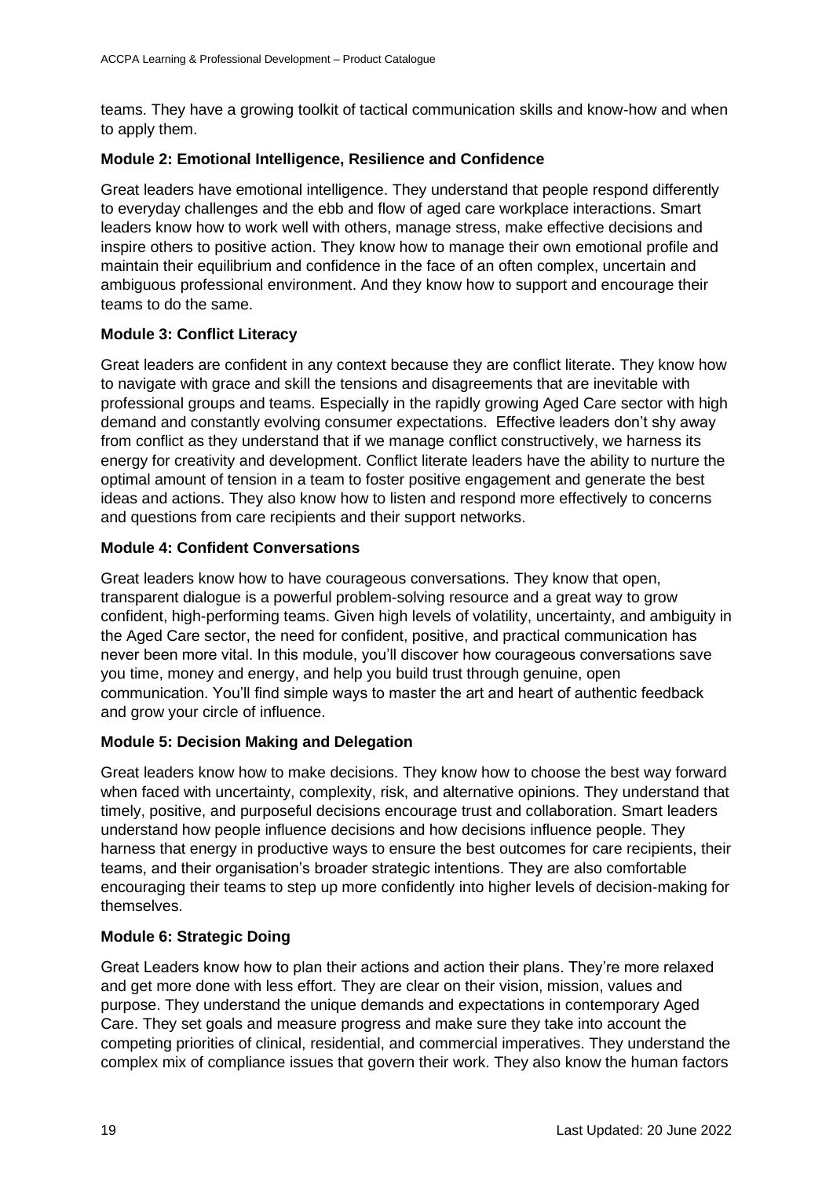teams. They have a growing toolkit of tactical communication skills and know-how and when to apply them.

**Module 2: Emotional Intelligence, Resilience and Confidence**

Great leaders have emotional intelligence. They understand that people respond differently to everyday challenges and the ebb and flow of aged care workplace interactions. Smart leaders know how to work well with others, manage stress, make effective decisions and inspire others to positive action. They know how to manage their own emotional profile and maintain their equilibrium and confidence in the face of an often complex, uncertain and ambiguous professional environment. And they know how to support and encourage their teams to do the same.

**Module 3: Conflict Literacy**

Great leaders are confident in any context because they are conflict literate. They know how to navigate with grace and skill the tensions and disagreements that are inevitable with professional groups and teams. Especially in the rapidly growing Aged Care sector with high demand and constantly evolving consumer expectations. Effective leaders don't shy away from conflict as they understand that if we manage conflict constructively, we harness its energy for creativity and development. Conflict literate leaders have the ability to nurture the optimal amount of tension in a team to foster positive engagement and generate the best ideas and actions. They also know how to listen and respond more effectively to concerns and questions from care recipients and their support networks.

**Module 4: Confident Conversations**

Great leaders know how to have courageous conversations. They know that open, transparent dialogue is a powerful problem-solving resource and a great way to grow confident, high-performing teams. Given high levels of volatility, uncertainty, and ambiguity in the Aged Care sector, the need for confident, positive, and practical communication has never been more vital. In this module, you'll discover how courageous conversations save you time, money and energy, and help you build trust through genuine, open communication. You'll find simple ways to master the art and heart of authentic feedback and grow your circle of influence.

**Module 5: Decision Making and Delegation**

Great leaders know how to make decisions. They know how to choose the best way forward when faced with uncertainty, complexity, risk, and alternative opinions. They understand that timely, positive, and purposeful decisions encourage trust and collaboration. Smart leaders understand how people influence decisions and how decisions influence people. They harness that energy in productive ways to ensure the best outcomes for care recipients, their teams, and their organisation's broader strategic intentions. They are also comfortable encouraging their teams to step up more confidently into higher levels of decision-making for themselves.

**Module 6: Strategic Doing**

Great Leaders know how to plan their actions and action their plans. They're more relaxed and get more done with less effort. They are clear on their vision, mission, values and purpose. They understand the unique demands and expectations in contemporary Aged Care. They set goals and measure progress and make sure they take into account the competing priorities of clinical, residential, and commercial imperatives. They understand the complex mix of compliance issues that govern their work. They also know the human factors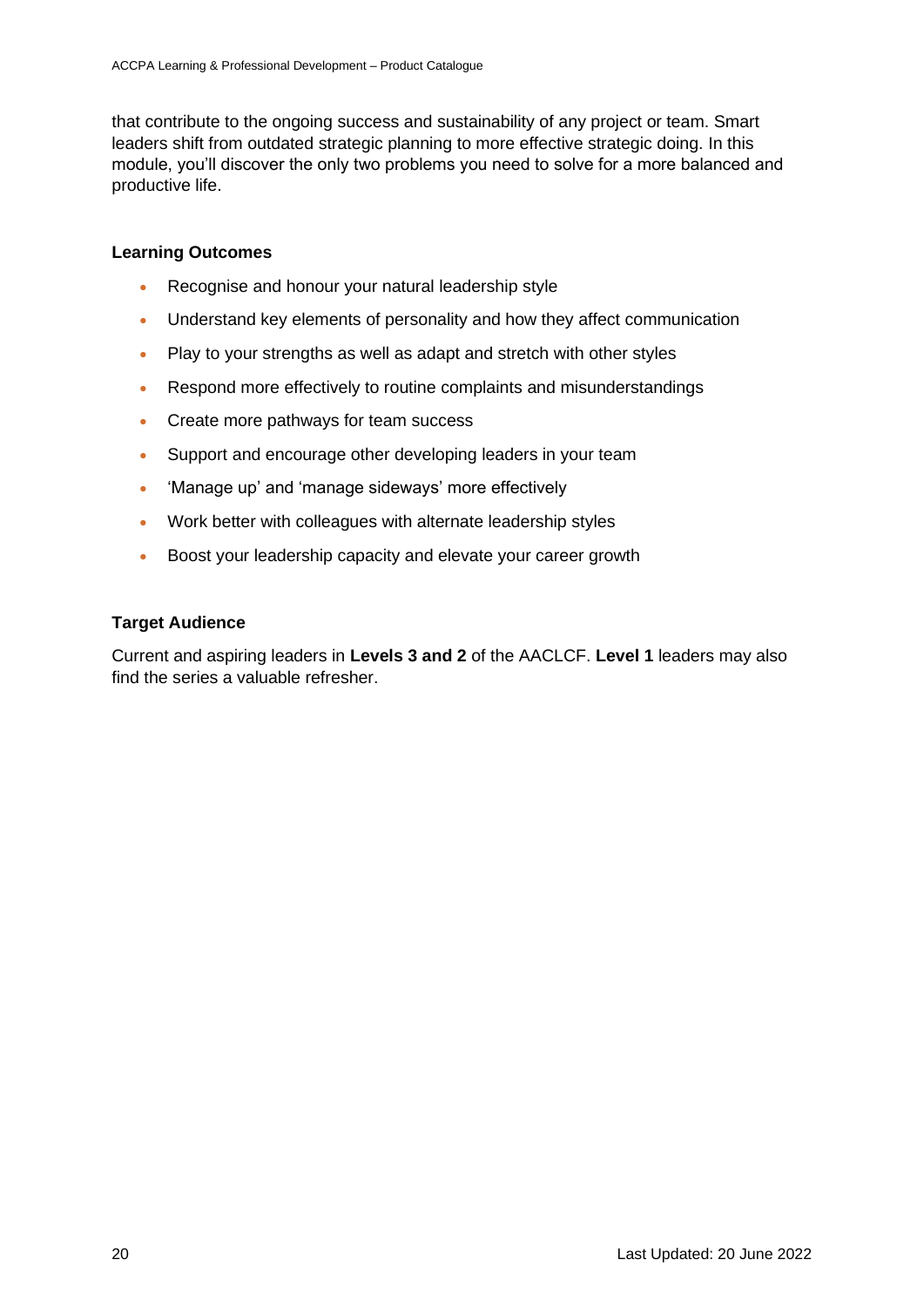that contribute to the ongoing success and sustainability of any project or team. Smart leaders shift from outdated strategic planning to more effective strategic doing. In this module, you'll discover the only two problems you need to solve for a more balanced and productive life.

**Learning Outcomes**

- Recognise and honour your natural leadership style
- Understand key elements of personality and how they affect communication
- Play to your strengths as well as adapt and stretch with other styles
- Respond more effectively to routine complaints and misunderstandings
- Create more pathways for team success
- Support and encourage other developing leaders in your team
- 'Manage up' and 'manage sideways' more effectively
- Work better with colleagues with alternate leadership styles
- Boost your leadership capacity and elevate your career growth

**Target Audience**

Current and aspiring leaders in **Levels 3 and 2** of the AACLCF. **Level 1** leaders may also find the series a valuable refresher.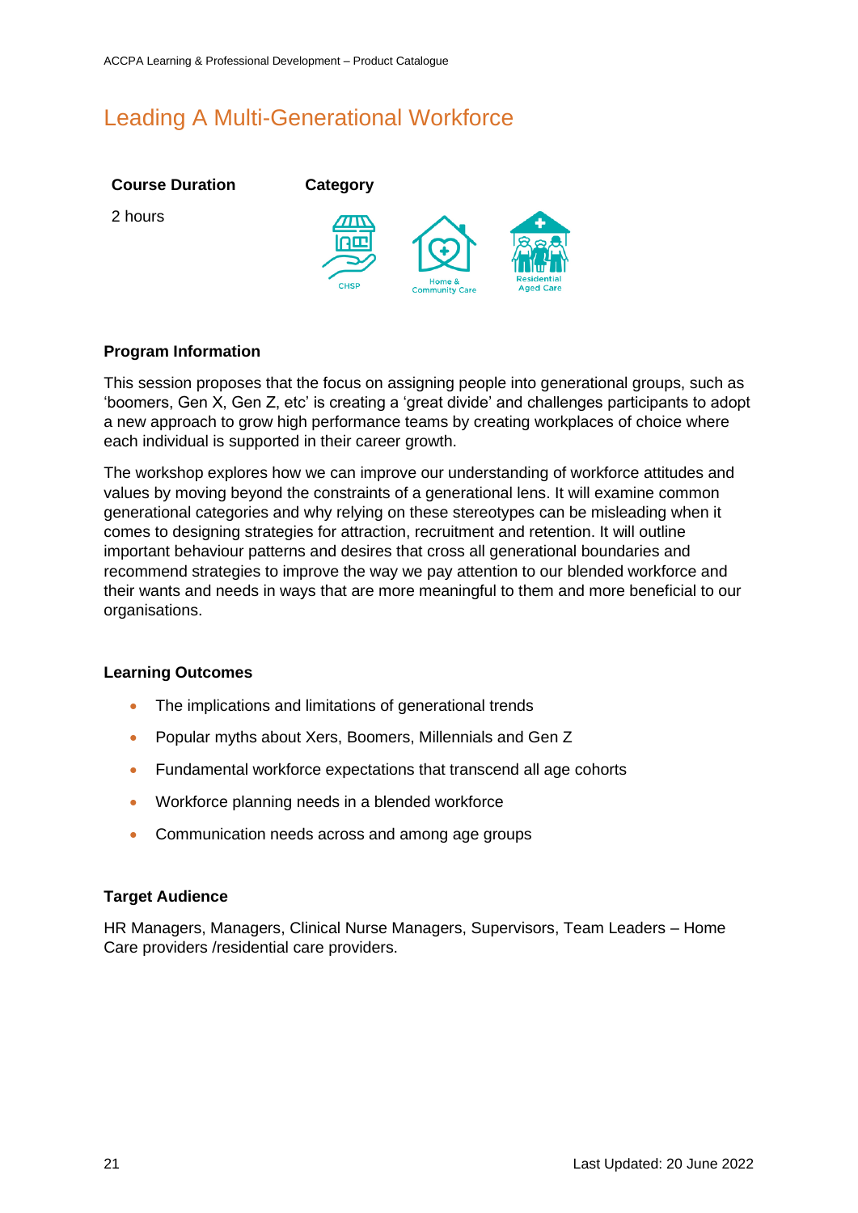# Leading A Multi-Generational Workforce

**Course Duration**

2 hours

**Category**

CHSP

Home & Community Care

Residential Aged Care

## Program Information

This session proposes that the focus on assigning people into generational groups, such as 'boomers, Gen X, Gen Z, etc' is creating a 'great divide' and challenges participants to adopt a new approach to grow high performance teams by creating workplaces of choice where each individual is supported in their career growth.

The workshop explores how we can improve our understanding of workforce attitudes and values by moving beyond the constraints of a generational lens. It will examine common generational categories and why relying on these stereotypes can be misleading when it comes to designing strategies for attraction, recruitment and retention. It will outline important behaviour patterns and desires that cross all generational boundaries and recommend strategies to improve the way we pay attention to our blended workforce and their wants and needs in ways that are more meaningful to them and more beneficial to our organisations.

## Learning Outcomes

- The implications and limitations of generational trends
- Popular myths about Xers, Boomers, Millennials and Gen Z
- Fundamental workforce expectations that transcend all age cohorts
- Workforce planning needs in a blended workforce
- Communication needs across and among age groups

## Target Audience

HR Managers, Managers, Clinical Nurse Managers, Supervisors, Team Leaders – Home Care providers /residential care providers.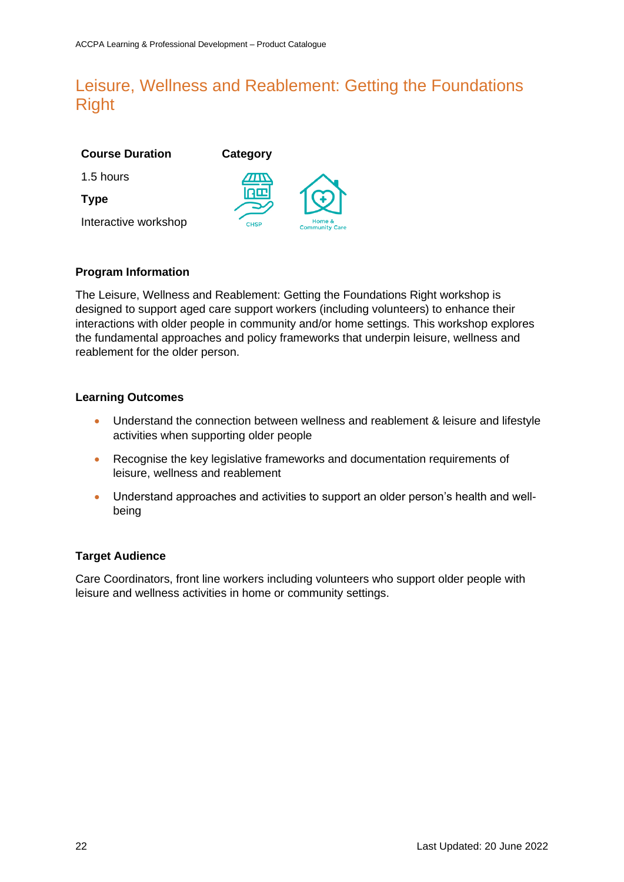# Leisure, Wellness and Reablement: Getting the Foundations Right

**Course Duration**

1.5 hours

**Type**

Interactive workshop

**Category**

CHSP

Home & Community Care

**Program Information**

The Leisure, Wellness and Reablement: Getting the Foundations Right workshop is designed to support aged care support workers (including volunteers) to enhance their interactions with older people in community and/or home settings. This workshop explores the fundamental approaches and policy frameworks that underpin leisure, wellness and reablement for the older person.

**Learning Outcomes**

- Understand the connection between wellness and reablement & leisure and lifestyle activities when supporting older people
- Recognise the key legislative frameworks and documentation requirements of leisure, wellness and reablement
- Understand approaches and activities to support an older person's health and well-being

**Target Audience**

Care Coordinators, front line workers including volunteers who support older people with leisure and wellness activities in home or community settings.

Last Updated: 20 June 2022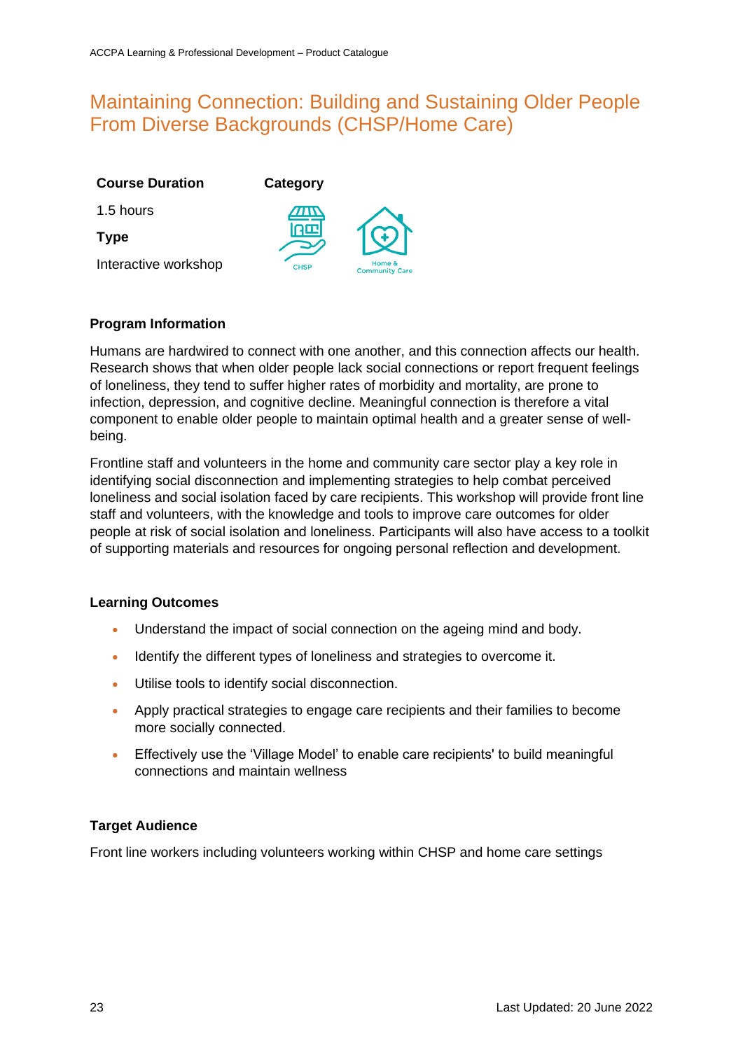# Maintaining Connection: Building and Sustaining Older People From Diverse Backgrounds (CHSP/Home Care)

**Course Duration**

1.5 hours

**Type**

Interactive workshop

**Category**

CHSP

Home & Community Care

**Program Information**

Humans are hardwired to connect with one another, and this connection affects our health. Research shows that when older people lack social connections or report frequent feelings of loneliness, they tend to suffer higher rates of morbidity and mortality, are prone to infection, depression, and cognitive decline. Meaningful connection is therefore a vital component to enable older people to maintain optimal health and a greater sense of well-being.

Frontline staff and volunteers in the home and community care sector play a key role in identifying social disconnection and implementing strategies to help combat perceived loneliness and social isolation faced by care recipients. This workshop will provide front line staff and volunteers, with the knowledge and tools to improve care outcomes for older people at risk of social isolation and loneliness. Participants will also have access to a toolkit of supporting materials and resources for ongoing personal reflection and development.

**Learning Outcomes**

- Understand the impact of social connection on the ageing mind and body.
- Identify the different types of loneliness and strategies to overcome it.
- Utilise tools to identify social disconnection.
- Apply practical strategies to engage care recipients and their families to become more socially connected.
- Effectively use the 'Village Model' to enable care recipients' to build meaningful connections and maintain wellness

**Target Audience**

Front line workers including volunteers working within CHSP and home care settings

Last Updated: 20 June 2022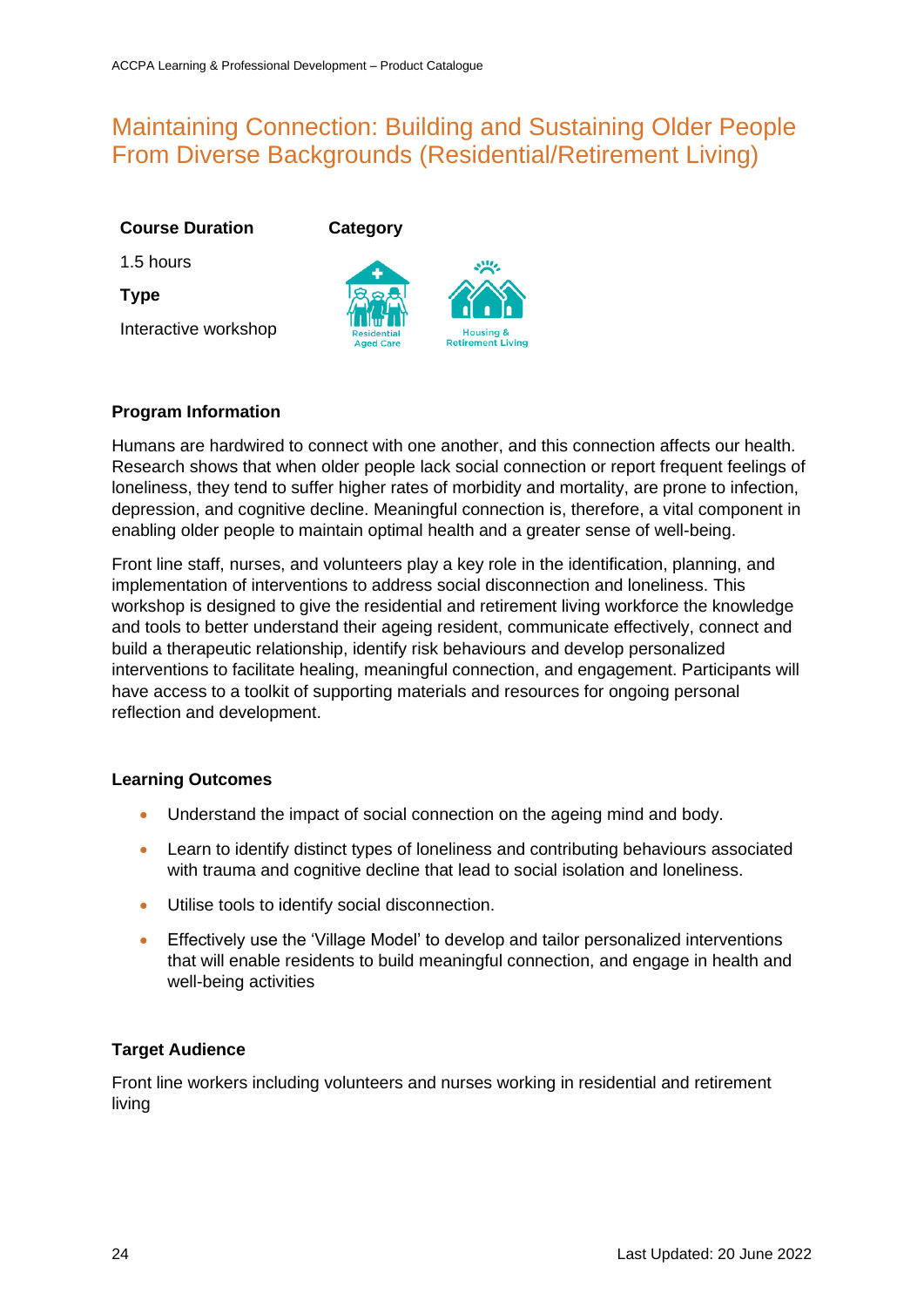# Maintaining Connection: Building and Sustaining Older People From Diverse Backgrounds (Residential/Retirement Living)

**Course Duration**

1.5 hours

**Type**

Interactive workshop

**Category**

Residential Aged Care

Housing & Retirement Living

**Program Information**

Humans are hardwired to connect with one another, and this connection affects our health. Research shows that when older people lack social connection or report frequent feelings of loneliness, they tend to suffer higher rates of morbidity and mortality, are prone to infection, depression, and cognitive decline. Meaningful connection is, therefore, a vital component in enabling older people to maintain optimal health and a greater sense of well-being.

Front line staff, nurses, and volunteers play a key role in the identification, planning, and implementation of interventions to address social disconnection and loneliness. This workshop is designed to give the residential and retirement living workforce the knowledge and tools to better understand their ageing resident, communicate effectively, connect and build a therapeutic relationship, identify risk behaviours and develop personalized interventions to facilitate healing, meaningful connection, and engagement. Participants will have access to a toolkit of supporting materials and resources for ongoing personal reflection and development.

**Learning Outcomes**

- Understand the impact of social connection on the ageing mind and body.
- Learn to identify distinct types of loneliness and contributing behaviours associated with trauma and cognitive decline that lead to social isolation and loneliness.
- Utilise tools to identify social disconnection.
- Effectively use the 'Village Model' to develop and tailor personalized interventions that will enable residents to build meaningful connection, and engage in health and well-being activities

**Target Audience**

Front line workers including volunteers and nurses working in residential and retirement living

Last Updated: 20 June 2022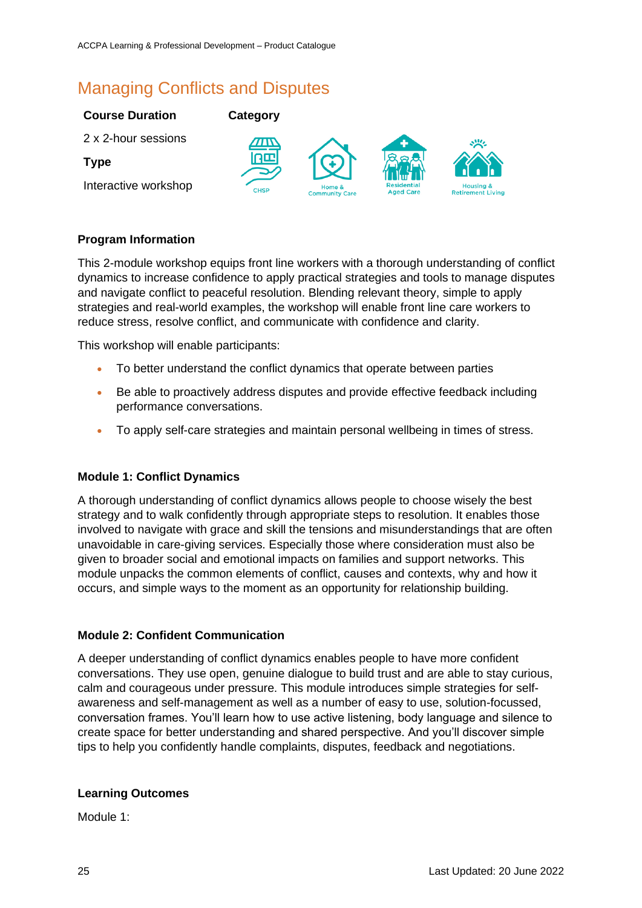# Managing Conflicts and Disputes

| Course Duration | Category |
| --- | --- |
| 2 x 2-hour sessions | CHSP, Home & Community Care, Residential Aged Care, Housing & Retirement Living |
| **Type** | |
| Interactive workshop | |

**Program Information**

This 2-module workshop equips front line workers with a thorough understanding of conflict dynamics to increase confidence to apply practical strategies and tools to manage disputes and navigate conflict to peaceful resolution. Blending relevant theory, simple to apply strategies and real-world examples, the workshop will enable front line care workers to reduce stress, resolve conflict, and communicate with confidence and clarity.

This workshop will enable participants:

- To better understand the conflict dynamics that operate between parties
- Be able to proactively address disputes and provide effective feedback including performance conversations.
- To apply self-care strategies and maintain personal wellbeing in times of stress.

**Module 1: Conflict Dynamics**

A thorough understanding of conflict dynamics allows people to choose wisely the best strategy and to walk confidently through appropriate steps to resolution. It enables those involved to navigate with grace and skill the tensions and misunderstandings that are often unavoidable in care-giving services. Especially those where consideration must also be given to broader social and emotional impacts on families and support networks. This module unpacks the common elements of conflict, causes and contexts, why and how it occurs, and simple ways to the moment as an opportunity for relationship building.

**Module 2: Confident Communication**

A deeper understanding of conflict dynamics enables people to have more confident conversations. They use open, genuine dialogue to build trust and are able to stay curious, calm and courageous under pressure. This module introduces simple strategies for self-awareness and self-management as well as a number of easy to use, solution-focussed, conversation frames. You'll learn how to use active listening, body language and silence to create space for better understanding and shared perspective. And you'll discover simple tips to help you confidently handle complaints, disputes, feedback and negotiations.

**Learning Outcomes**

Module 1: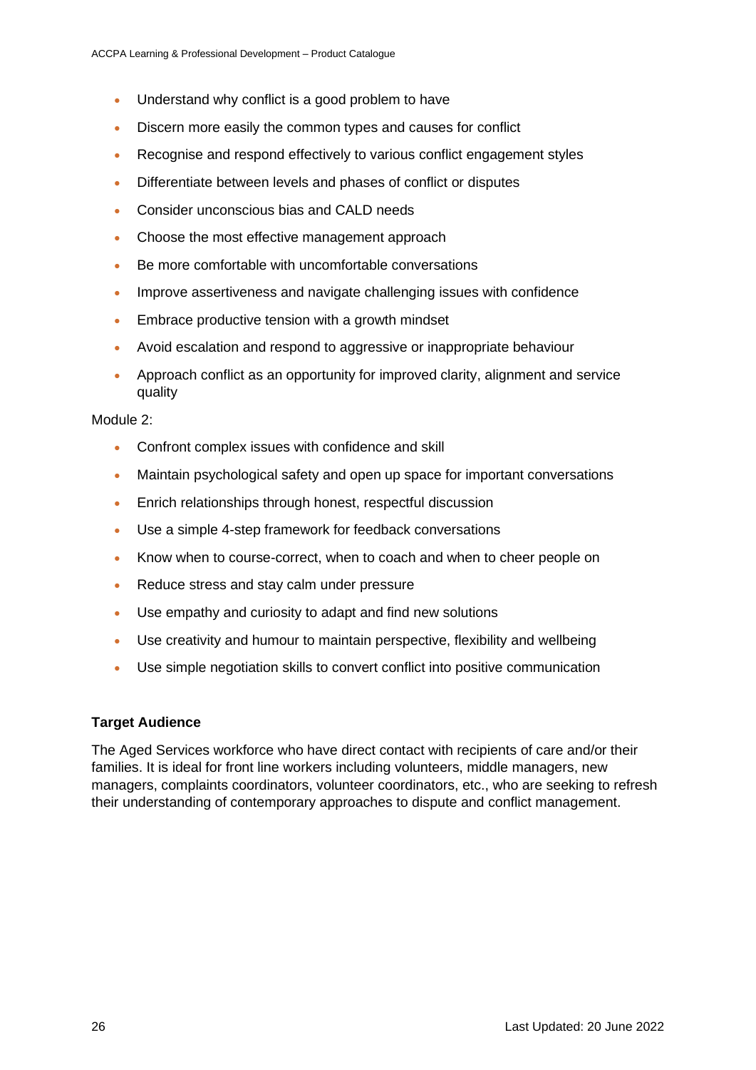- Understand why conflict is a good problem to have
- Discern more easily the common types and causes for conflict
- Recognise and respond effectively to various conflict engagement styles
- Differentiate between levels and phases of conflict or disputes
- Consider unconscious bias and CALD needs
- Choose the most effective management approach
- Be more comfortable with uncomfortable conversations
- Improve assertiveness and navigate challenging issues with confidence
- Embrace productive tension with a growth mindset
- Avoid escalation and respond to aggressive or inappropriate behaviour
- Approach conflict as an opportunity for improved clarity, alignment and service quality

Module 2:

- Confront complex issues with confidence and skill
- Maintain psychological safety and open up space for important conversations
- Enrich relationships through honest, respectful discussion
- Use a simple 4-step framework for feedback conversations
- Know when to course-correct, when to coach and when to cheer people on
- Reduce stress and stay calm under pressure
- Use empathy and curiosity to adapt and find new solutions
- Use creativity and humour to maintain perspective, flexibility and wellbeing
- Use simple negotiation skills to convert conflict into positive communication

**Target Audience**

The Aged Services workforce who have direct contact with recipients of care and/or their families. It is ideal for front line workers including volunteers, middle managers, new managers, complaints coordinators, volunteer coordinators, etc., who are seeking to refresh their understanding of contemporary approaches to dispute and conflict management.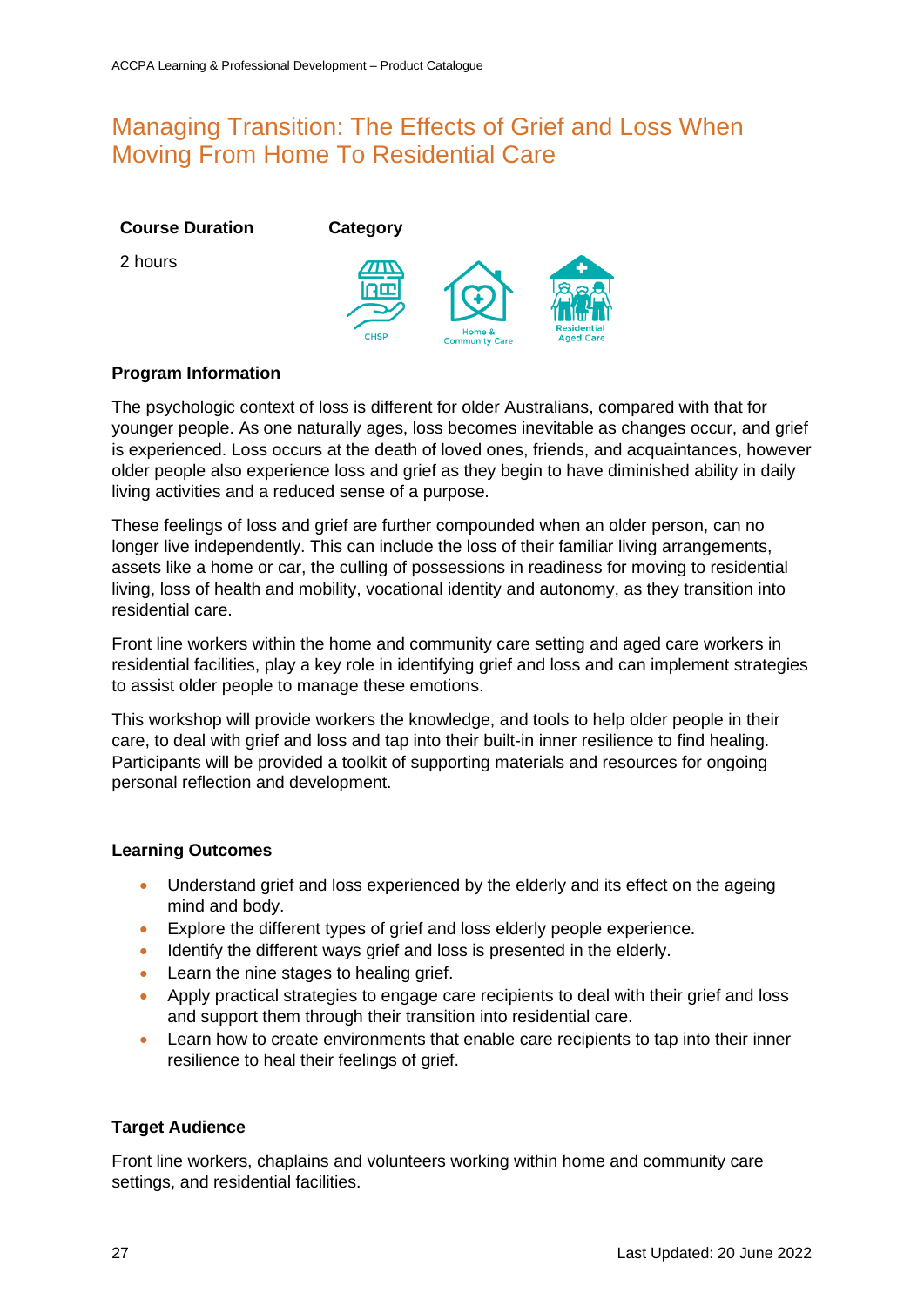# Managing Transition: The Effects of Grief and Loss When Moving From Home To Residential Care

**Course Duration**

2 hours

**Category**

CHSP

Home & Community Care

Residential Aged Care

**Program Information**

The psychologic context of loss is different for older Australians, compared with that for younger people. As one naturally ages, loss becomes inevitable as changes occur, and grief is experienced. Loss occurs at the death of loved ones, friends, and acquaintances, however older people also experience loss and grief as they begin to have diminished ability in daily living activities and a reduced sense of a purpose.

These feelings of loss and grief are further compounded when an older person, can no longer live independently. This can include the loss of their familiar living arrangements, assets like a home or car, the culling of possessions in readiness for moving to residential living, loss of health and mobility, vocational identity and autonomy, as they transition into residential care.

Front line workers within the home and community care setting and aged care workers in residential facilities, play a key role in identifying grief and loss and can implement strategies to assist older people to manage these emotions.

This workshop will provide workers the knowledge, and tools to help older people in their care, to deal with grief and loss and tap into their built-in inner resilience to find healing. Participants will be provided a toolkit of supporting materials and resources for ongoing personal reflection and development.

**Learning Outcomes**

- Understand grief and loss experienced by the elderly and its effect on the ageing mind and body.
- Explore the different types of grief and loss elderly people experience.
- Identify the different ways grief and loss is presented in the elderly.
- Learn the nine stages to healing grief.
- Apply practical strategies to engage care recipients to deal with their grief and loss and support them through their transition into residential care.
- Learn how to create environments that enable care recipients to tap into their inner resilience to heal their feelings of grief.

**Target Audience**

Front line workers, chaplains and volunteers working within home and community care settings, and residential facilities.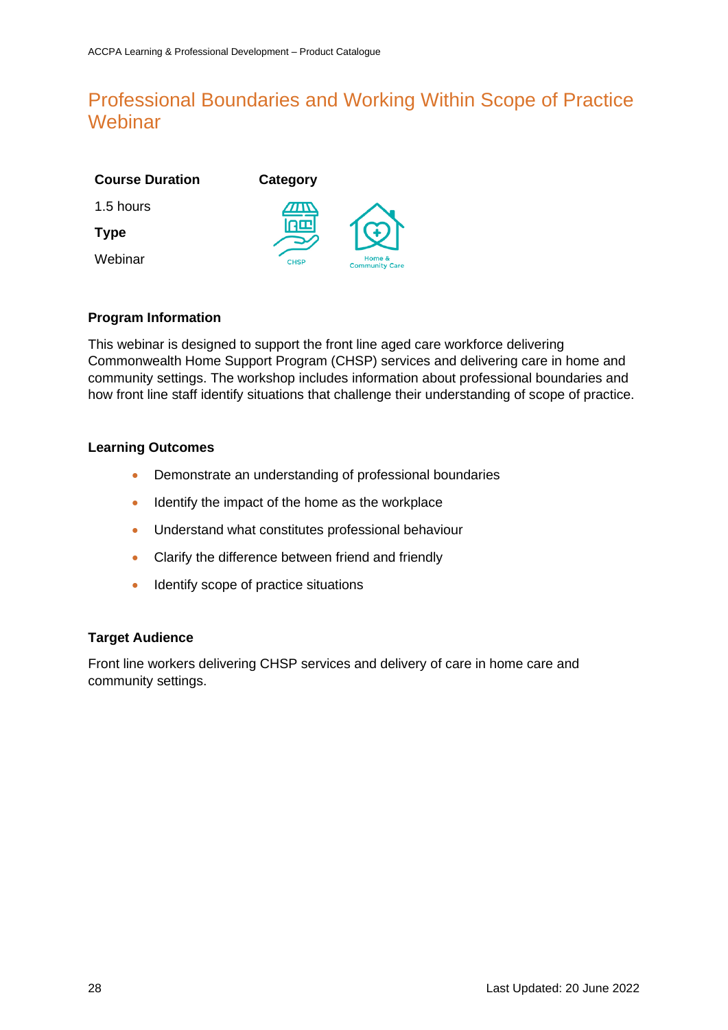# Professional Boundaries and Working Within Scope of Practice Webinar

**Course Duration**

1.5 hours

**Type**

Webinar

**Category**

CHSP

Home & Community Care

## Program Information

This webinar is designed to support the front line aged care workforce delivering Commonwealth Home Support Program (CHSP) services and delivering care in home and community settings. The workshop includes information about professional boundaries and how front line staff identify situations that challenge their understanding of scope of practice.

## Learning Outcomes

- Demonstrate an understanding of professional boundaries
- Identify the impact of the home as the workplace
- Understand what constitutes professional behaviour
- Clarify the difference between friend and friendly
- Identify scope of practice situations

## Target Audience

Front line workers delivering CHSP services and delivery of care in home care and community settings.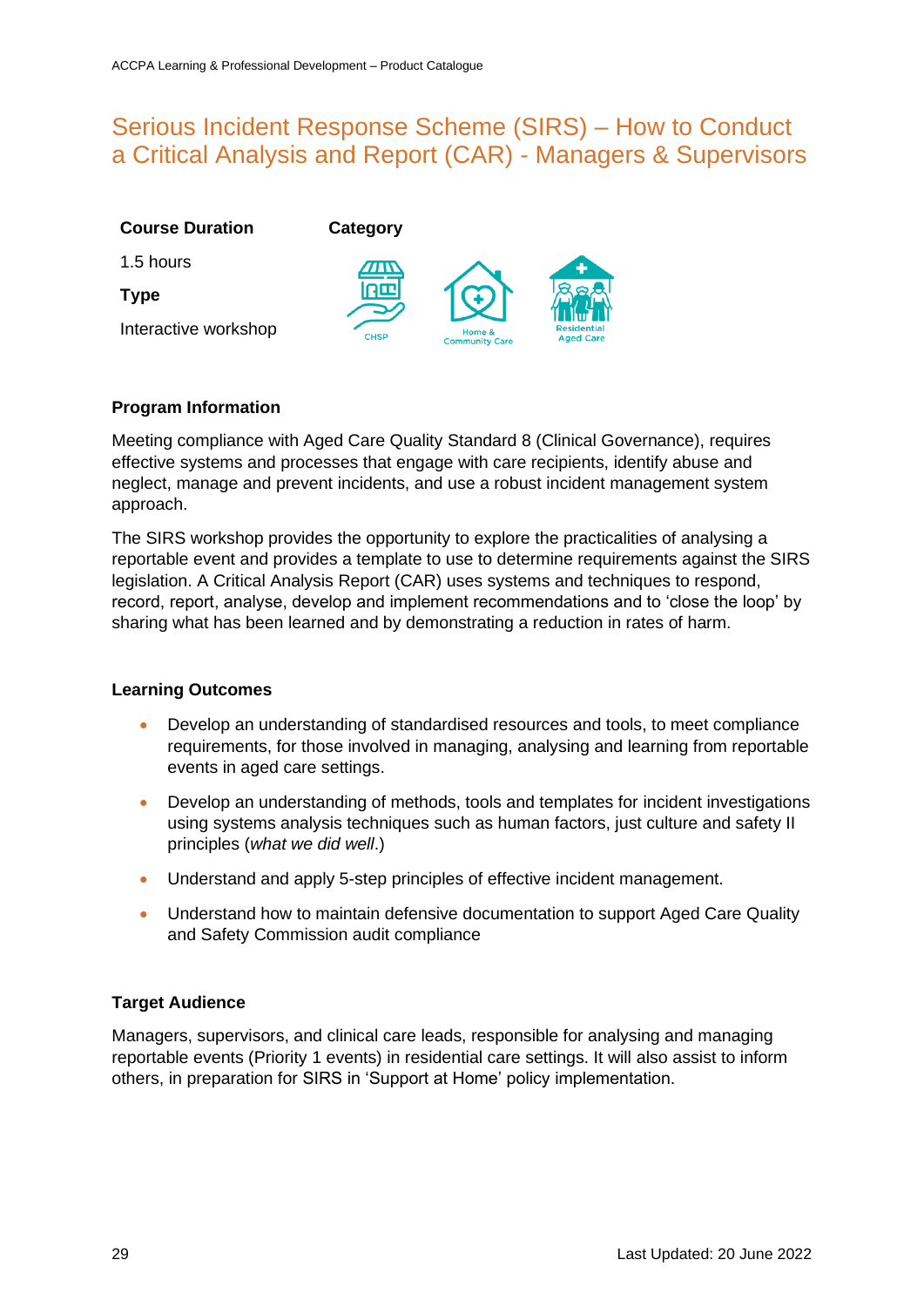# Serious Incident Response Scheme (SIRS) – How to Conduct a Critical Analysis and Report (CAR) - Managers & Supervisors

| **Course Duration** | **Category** |
|---|---|
| 1.5 hours | CHSP, Home & Community Care, Residential Aged Care |
| **Type** | |
| Interactive workshop | |

**Program Information**

Meeting compliance with Aged Care Quality Standard 8 (Clinical Governance), requires effective systems and processes that engage with care recipients, identify abuse and neglect, manage and prevent incidents, and use a robust incident management system approach.

The SIRS workshop provides the opportunity to explore the practicalities of analysing a reportable event and provides a template to use to determine requirements against the SIRS legislation. A Critical Analysis Report (CAR) uses systems and techniques to respond, record, report, analyse, develop and implement recommendations and to 'close the loop' by sharing what has been learned and by demonstrating a reduction in rates of harm.

**Learning Outcomes**

- Develop an understanding of standardised resources and tools, to meet compliance requirements, for those involved in managing, analysing and learning from reportable events in aged care settings.
- Develop an understanding of methods, tools and templates for incident investigations using systems analysis techniques such as human factors, just culture and safety II principles (*what we did well*.)
- Understand and apply 5-step principles of effective incident management.
- Understand how to maintain defensive documentation to support Aged Care Quality and Safety Commission audit compliance

**Target Audience**

Managers, supervisors, and clinical care leads, responsible for analysing and managing reportable events (Priority 1 events) in residential care settings. It will also assist to inform others, in preparation for SIRS in 'Support at Home' policy implementation.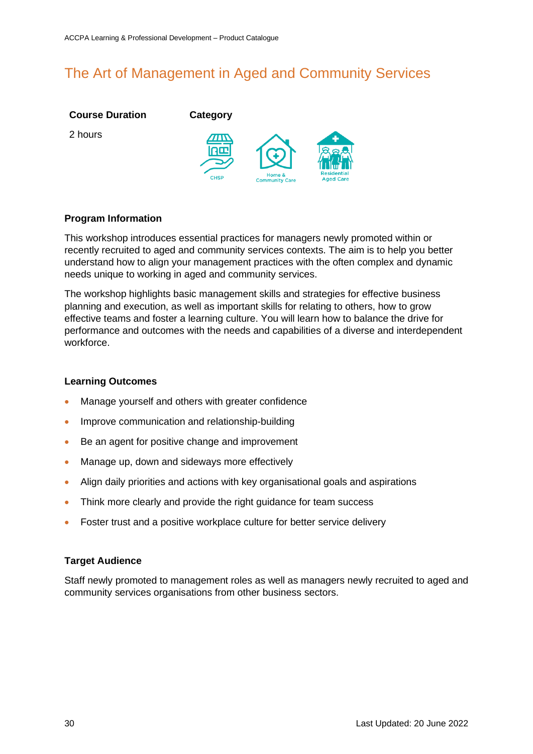# The Art of Management in Aged and Community Services

**Course Duration**

2 hours

**Category**

CHSP, Home & Community Care, Residential Aged Care

## Program Information

This workshop introduces essential practices for managers newly promoted within or recently recruited to aged and community services contexts. The aim is to help you better understand how to align your management practices with the often complex and dynamic needs unique to working in aged and community services.

The workshop highlights basic management skills and strategies for effective business planning and execution, as well as important skills for relating to others, how to grow effective teams and foster a learning culture. You will learn how to balance the drive for performance and outcomes with the needs and capabilities of a diverse and interdependent workforce.

## Learning Outcomes

- Manage yourself and others with greater confidence
- Improve communication and relationship-building
- Be an agent for positive change and improvement
- Manage up, down and sideways more effectively
- Align daily priorities and actions with key organisational goals and aspirations
- Think more clearly and provide the right guidance for team success
- Foster trust and a positive workplace culture for better service delivery

## Target Audience

Staff newly promoted to management roles as well as managers newly recruited to aged and community services organisations from other business sectors.

Last Updated: 20 June 2022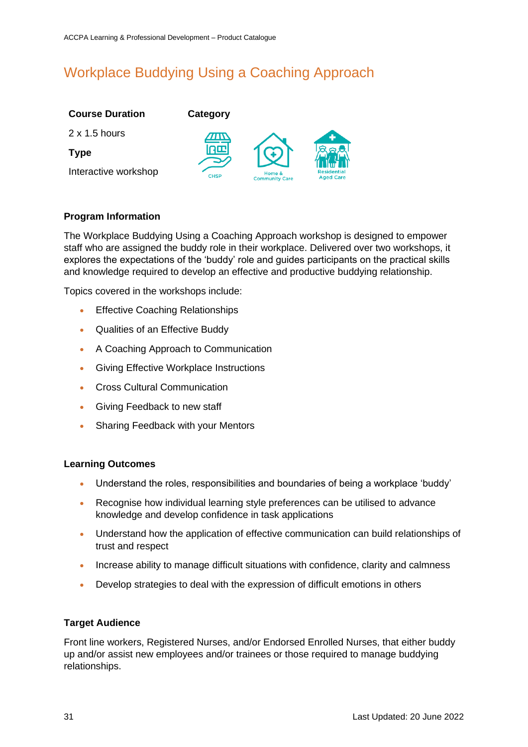# Workplace Buddying Using a Coaching Approach

**Course Duration**

2 x 1.5 hours

**Type**

Interactive workshop

**Category**

CHSP

Home & Community Care

Residential Aged Care

### Program Information

The Workplace Buddying Using a Coaching Approach workshop is designed to empower staff who are assigned the buddy role in their workplace. Delivered over two workshops, it explores the expectations of the 'buddy' role and guides participants on the practical skills and knowledge required to develop an effective and productive buddying relationship.

Topics covered in the workshops include:

- Effective Coaching Relationships
- Qualities of an Effective Buddy
- A Coaching Approach to Communication
- Giving Effective Workplace Instructions
- Cross Cultural Communication
- Giving Feedback to new staff
- Sharing Feedback with your Mentors

### Learning Outcomes

- Understand the roles, responsibilities and boundaries of being a workplace 'buddy'
- Recognise how individual learning style preferences can be utilised to advance knowledge and develop confidence in task applications
- Understand how the application of effective communication can build relationships of trust and respect
- Increase ability to manage difficult situations with confidence, clarity and calmness
- Develop strategies to deal with the expression of difficult emotions in others

### Target Audience

Front line workers, Registered Nurses, and/or Endorsed Enrolled Nurses, that either buddy up and/or assist new employees and/or trainees or those required to manage buddying relationships.

Last Updated: 20 June 2022